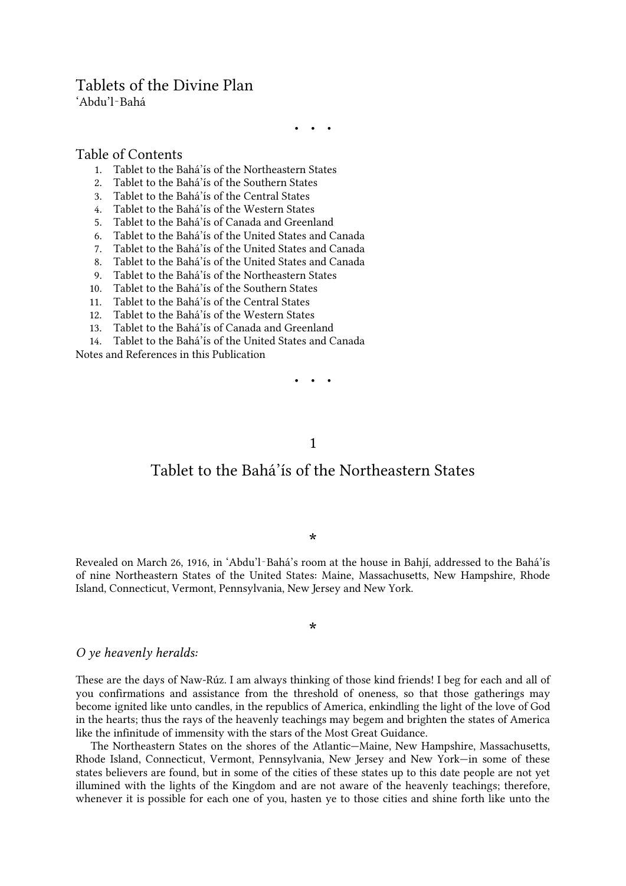# Tablets of the Divine Plan

‘Abdu’l-Bahá

• • •

## Table of Contents

1. Tablet to the Bahá’ís of the Northeastern States
2. Tablet to the Bahá’ís of the Southern States
3. Tablet to the Bahá’ís of the Central States
4. Tablet to the Bahá’ís of the Western States
5. Tablet to the Bahá’ís of Canada and Greenland
6. Tablet to the Bahá’ís of the United States and Canada
7. Tablet to the Bahá’ís of the United States and Canada
8. Tablet to the Bahá’ís of the United States and Canada
9. Tablet to the Bahá’ís of the Northeastern States
10. Tablet to the Bahá’ís of the Southern States
11. Tablet to the Bahá’ís of the Central States
12. Tablet to the Bahá’ís of the Western States
13. Tablet to the Bahá’ís of Canada and Greenland
14. Tablet to the Bahá’ís of the United States and Canada

Notes and References in this Publication

• • •

## 1

## Tablet to the Bahá’ís of the Northeastern States

*

Revealed on March 26, 1916, in ‘Abdu’l-Bahá’s room at the house in Bahjí, addressed to the Bahá’ís of nine Northeastern States of the United States: Maine, Massachusetts, New Hampshire, Rhode Island, Connecticut, Vermont, Pennsylvania, New Jersey and New York.

*

*O ye heavenly heralds:*

These are the days of Naw-Rúz. I am always thinking of those kind friends! I beg for each and all of you confirmations and assistance from the threshold of oneness, so that those gatherings may become ignited like unto candles, in the republics of America, enkindling the light of the love of God in the hearts; thus the rays of the heavenly teachings may begem and brighten the states of America like the infinitude of immensity with the stars of the Most Great Guidance.

The Northeastern States on the shores of the Atlantic—Maine, New Hampshire, Massachusetts, Rhode Island, Connecticut, Vermont, Pennsylvania, New Jersey and New York—in some of these states believers are found, but in some of the cities of these states up to this date people are not yet illumined with the lights of the Kingdom and are not aware of the heavenly teachings; therefore, whenever it is possible for each one of you, hasten ye to those cities and shine forth like unto the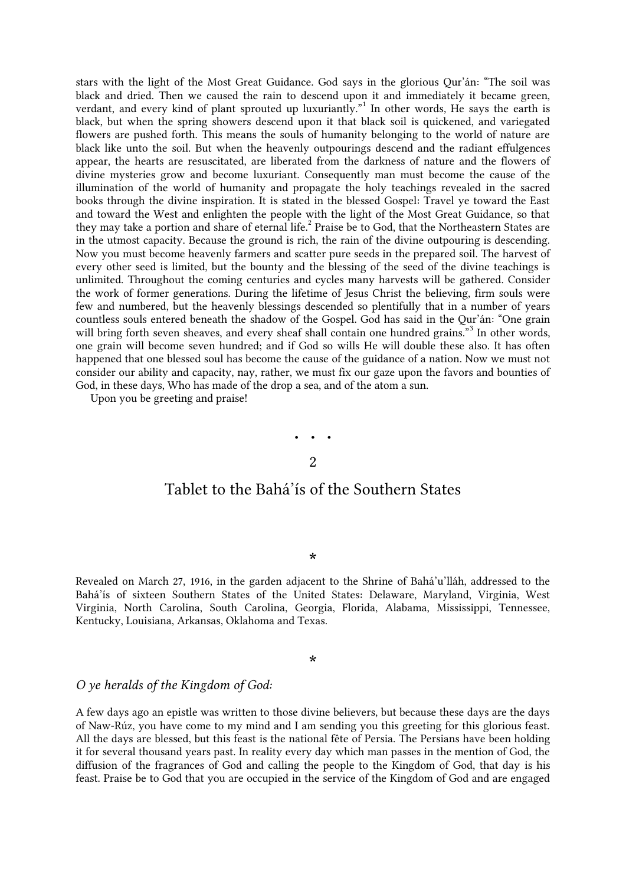stars with the light of the Most Great Guidance. God says in the glorious Qur'án: "The soil was black and dried. Then we caused the rain to descend upon it and immediately it became green, verdant, and every kind of plant sprouted up luxuriantly."[1] In other words, He says the earth is black, but when the spring showers descend upon it that black soil is quickened, and variegated flowers are pushed forth. This means the souls of humanity belonging to the world of nature are black like unto the soil. But when the heavenly outpourings descend and the radiant effulgences appear, the hearts are resuscitated, are liberated from the darkness of nature and the flowers of divine mysteries grow and become luxuriant. Consequently man must become the cause of the illumination of the world of humanity and propagate the holy teachings revealed in the sacred books through the divine inspiration. It is stated in the blessed Gospel: Travel ye toward the East and toward the West and enlighten the people with the light of the Most Great Guidance, so that they may take a portion and share of eternal life.[2] Praise be to God, that the Northeastern States are in the utmost capacity. Because the ground is rich, the rain of the divine outpouring is descending. Now you must become heavenly farmers and scatter pure seeds in the prepared soil. The harvest of every other seed is limited, but the bounty and the blessing of the seed of the divine teachings is unlimited. Throughout the coming centuries and cycles many harvests will be gathered. Consider the work of former generations. During the lifetime of Jesus Christ the believing, firm souls were few and numbered, but the heavenly blessings descended so plentifully that in a number of years countless souls entered beneath the shadow of the Gospel. God has said in the Qur'án: "One grain will bring forth seven sheaves, and every sheaf shall contain one hundred grains."[3] In other words, one grain will become seven hundred; and if God so wills He will double these also. It has often happened that one blessed soul has become the cause of the guidance of a nation. Now we must not consider our ability and capacity, nay, rather, we must fix our gaze upon the favors and bounties of God, in these days, Who has made of the drop a sea, and of the atom a sun.

Upon you be greeting and praise!

• • •

## 2

## Tablet to the Bahá'ís of the Southern States

*

Revealed on March 27, 1916, in the garden adjacent to the Shrine of Bahá'u'lláh, addressed to the Bahá'ís of sixteen Southern States of the United States: Delaware, Maryland, Virginia, West Virginia, North Carolina, South Carolina, Georgia, Florida, Alabama, Mississippi, Tennessee, Kentucky, Louisiana, Arkansas, Oklahoma and Texas.

*

*O ye heralds of the Kingdom of God:*

A few days ago an epistle was written to those divine believers, but because these days are the days of Naw-Rúz, you have come to my mind and I am sending you this greeting for this glorious feast. All the days are blessed, but this feast is the national fête of Persia. The Persians have been holding it for several thousand years past. In reality every day which man passes in the mention of God, the diffusion of the fragrances of God and calling the people to the Kingdom of God, that day is his feast. Praise be to God that you are occupied in the service of the Kingdom of God and are engaged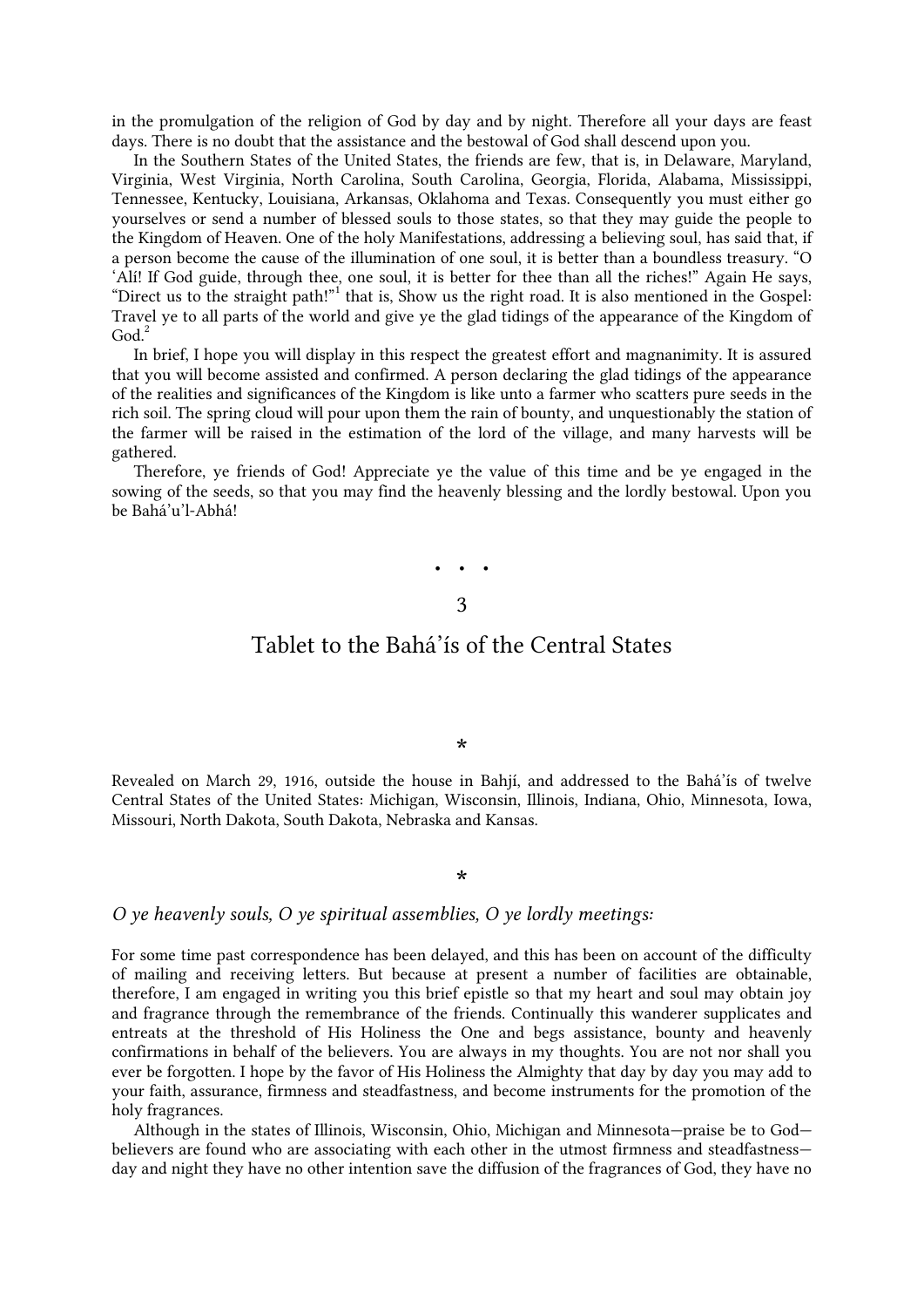in the promulgation of the religion of God by day and by night. Therefore all your days are feast days. There is no doubt that the assistance and the bestowal of God shall descend upon you.

In the Southern States of the United States, the friends are few, that is, in Delaware, Maryland, Virginia, West Virginia, North Carolina, South Carolina, Georgia, Florida, Alabama, Mississippi, Tennessee, Kentucky, Louisiana, Arkansas, Oklahoma and Texas. Consequently you must either go yourselves or send a number of blessed souls to those states, so that they may guide the people to the Kingdom of Heaven. One of the holy Manifestations, addressing a believing soul, has said that, if a person become the cause of the illumination of one soul, it is better than a boundless treasury. "O 'Alí! If God guide, through thee, one soul, it is better for thee than all the riches!" Again He says, "Direct us to the straight path!"[1] that is, Show us the right road. It is also mentioned in the Gospel: Travel ye to all parts of the world and give ye the glad tidings of the appearance of the Kingdom of God.[2]

In brief, I hope you will display in this respect the greatest effort and magnanimity. It is assured that you will become assisted and confirmed. A person declaring the glad tidings of the appearance of the realities and significances of the Kingdom is like unto a farmer who scatters pure seeds in the rich soil. The spring cloud will pour upon them the rain of bounty, and unquestionably the station of the farmer will be raised in the estimation of the lord of the village, and many harvests will be gathered.

Therefore, ye friends of God! Appreciate ye the value of this time and be ye engaged in the sowing of the seeds, so that you may find the heavenly blessing and the lordly bestowal. Upon you be Bahá'u'l-Abhá!

• • •

## 3

## Tablet to the Bahá'ís of the Central States

*

Revealed on March 29, 1916, outside the house in Bahjí, and addressed to the Bahá'ís of twelve Central States of the United States: Michigan, Wisconsin, Illinois, Indiana, Ohio, Minnesota, Iowa, Missouri, North Dakota, South Dakota, Nebraska and Kansas.

*

*O ye heavenly souls, O ye spiritual assemblies, O ye lordly meetings:*

For some time past correspondence has been delayed, and this has been on account of the difficulty of mailing and receiving letters. But because at present a number of facilities are obtainable, therefore, I am engaged in writing you this brief epistle so that my heart and soul may obtain joy and fragrance through the remembrance of the friends. Continually this wanderer supplicates and entreats at the threshold of His Holiness the One and begs assistance, bounty and heavenly confirmations in behalf of the believers. You are always in my thoughts. You are not nor shall you ever be forgotten. I hope by the favor of His Holiness the Almighty that day by day you may add to your faith, assurance, firmness and steadfastness, and become instruments for the promotion of the holy fragrances.

Although in the states of Illinois, Wisconsin, Ohio, Michigan and Minnesota—praise be to God—believers are found who are associating with each other in the utmost firmness and steadfastness—day and night they have no other intention save the diffusion of the fragrances of God, they have no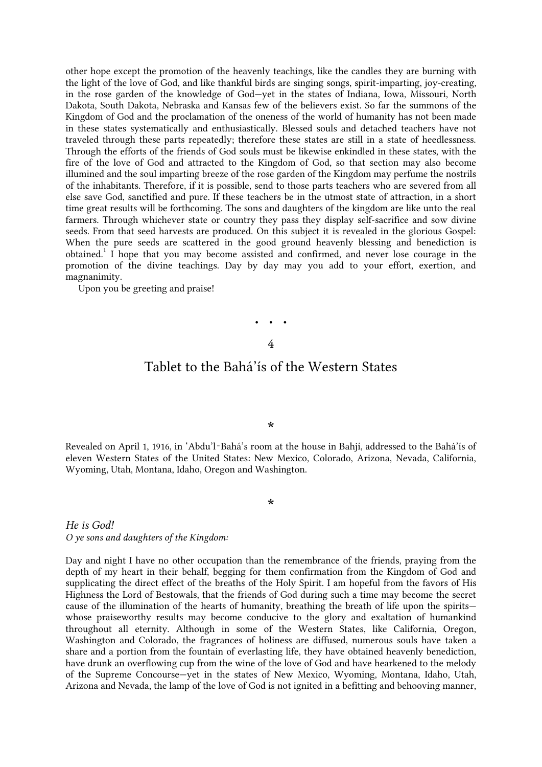other hope except the promotion of the heavenly teachings, like the candles they are burning with the light of the love of God, and like thankful birds are singing songs, spirit-imparting, joy-creating, in the rose garden of the knowledge of God—yet in the states of Indiana, Iowa, Missouri, North Dakota, South Dakota, Nebraska and Kansas few of the believers exist. So far the summons of the Kingdom of God and the proclamation of the oneness of the world of humanity has not been made in these states systematically and enthusiastically. Blessed souls and detached teachers have not traveled through these parts repeatedly; therefore these states are still in a state of heedlessness. Through the efforts of the friends of God souls must be likewise enkindled in these states, with the fire of the love of God and attracted to the Kingdom of God, so that section may also become illumined and the soul imparting breeze of the rose garden of the Kingdom may perfume the nostrils of the inhabitants. Therefore, if it is possible, send to those parts teachers who are severed from all else save God, sanctified and pure. If these teachers be in the utmost state of attraction, in a short time great results will be forthcoming. The sons and daughters of the kingdom are like unto the real farmers. Through whichever state or country they pass they display self-sacrifice and sow divine seeds. From that seed harvests are produced. On this subject it is revealed in the glorious Gospel: When the pure seeds are scattered in the good ground heavenly blessing and benediction is obtained.[1] I hope that you may become assisted and confirmed, and never lose courage in the promotion of the divine teachings. Day by day may you add to your effort, exertion, and magnanimity.

Upon you be greeting and praise!

• • •

4

## Tablet to the Bahá'ís of the Western States

*

Revealed on April 1, 1916, in 'Abdu'l-Bahá's room at the house in Bahjí, addressed to the Bahá'ís of eleven Western States of the United States: New Mexico, Colorado, Arizona, Nevada, California, Wyoming, Utah, Montana, Idaho, Oregon and Washington.

*

*He is God!*
*O ye sons and daughters of the Kingdom:*

Day and night I have no other occupation than the remembrance of the friends, praying from the depth of my heart in their behalf, begging for them confirmation from the Kingdom of God and supplicating the direct effect of the breaths of the Holy Spirit. I am hopeful from the favors of His Highness the Lord of Bestowals, that the friends of God during such a time may become the secret cause of the illumination of the hearts of humanity, breathing the breath of life upon the spirits—whose praiseworthy results may become conducive to the glory and exaltation of humankind throughout all eternity. Although in some of the Western States, like California, Oregon, Washington and Colorado, the fragrances of holiness are diffused, numerous souls have taken a share and a portion from the fountain of everlasting life, they have obtained heavenly benediction, have drunk an overflowing cup from the wine of the love of God and have hearkened to the melody of the Supreme Concourse—yet in the states of New Mexico, Wyoming, Montana, Idaho, Utah, Arizona and Nevada, the lamp of the love of God is not ignited in a befitting and behooving manner,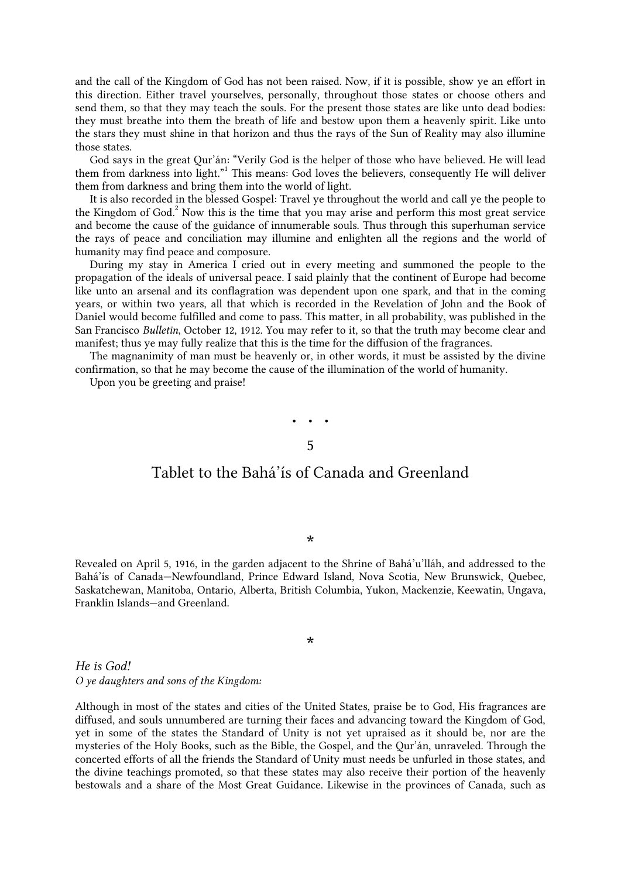and the call of the Kingdom of God has not been raised. Now, if it is possible, show ye an effort in this direction. Either travel yourselves, personally, throughout those states or choose others and send them, so that they may teach the souls. For the present those states are like unto dead bodies: they must breathe into them the breath of life and bestow upon them a heavenly spirit. Like unto the stars they must shine in that horizon and thus the rays of the Sun of Reality may also illumine those states.

God says in the great Qur'án: "Verily God is the helper of those who have believed. He will lead them from darkness into light."[1] This means: God loves the believers, consequently He will deliver them from darkness and bring them into the world of light.

It is also recorded in the blessed Gospel: Travel ye throughout the world and call ye the people to the Kingdom of God.[2] Now this is the time that you may arise and perform this most great service and become the cause of the guidance of innumerable souls. Thus through this superhuman service the rays of peace and conciliation may illumine and enlighten all the regions and the world of humanity may find peace and composure.

During my stay in America I cried out in every meeting and summoned the people to the propagation of the ideals of universal peace. I said plainly that the continent of Europe had become like unto an arsenal and its conflagration was dependent upon one spark, and that in the coming years, or within two years, all that which is recorded in the Revelation of John and the Book of Daniel would become fulfilled and come to pass. This matter, in all probability, was published in the San Francisco *Bulletin*, October 12, 1912. You may refer to it, so that the truth may become clear and manifest; thus ye may fully realize that this is the time for the diffusion of the fragrances.

The magnanimity of man must be heavenly or, in other words, it must be assisted by the divine confirmation, so that he may become the cause of the illumination of the world of humanity.

Upon you be greeting and praise!

• • •

5

## Tablet to the Bahá'ís of Canada and Greenland

*

Revealed on April 5, 1916, in the garden adjacent to the Shrine of Bahá'u'lláh, and addressed to the Bahá'ís of Canada—Newfoundland, Prince Edward Island, Nova Scotia, New Brunswick, Quebec, Saskatchewan, Manitoba, Ontario, Alberta, British Columbia, Yukon, Mackenzie, Keewatin, Ungava, Franklin Islands—and Greenland.

*

*He is God!*
*O ye daughters and sons of the Kingdom:*

Although in most of the states and cities of the United States, praise be to God, His fragrances are diffused, and souls unnumbered are turning their faces and advancing toward the Kingdom of God, yet in some of the states the Standard of Unity is not yet upraised as it should be, nor are the mysteries of the Holy Books, such as the Bible, the Gospel, and the Qur'án, unraveled. Through the concerted efforts of all the friends the Standard of Unity must needs be unfurled in those states, and the divine teachings promoted, so that these states may also receive their portion of the heavenly bestowals and a share of the Most Great Guidance. Likewise in the provinces of Canada, such as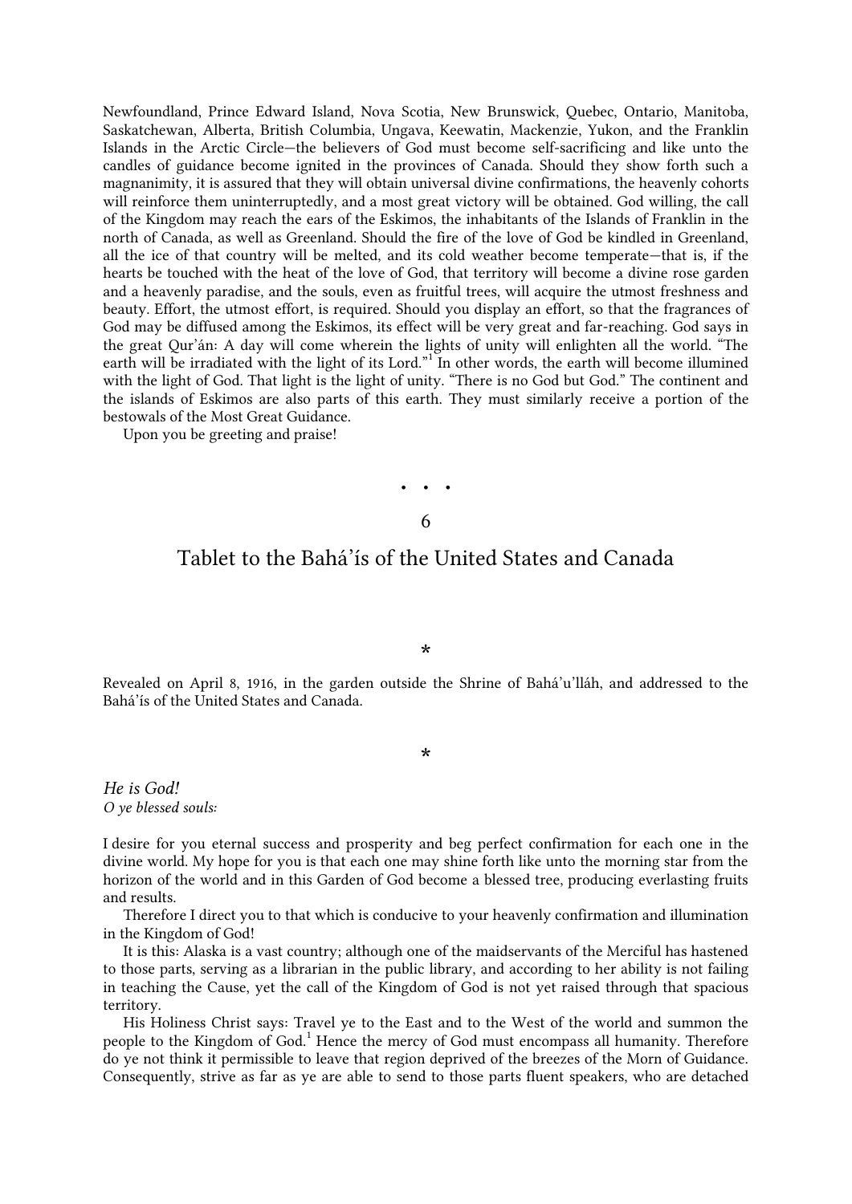Newfoundland, Prince Edward Island, Nova Scotia, New Brunswick, Quebec, Ontario, Manitoba, Saskatchewan, Alberta, British Columbia, Ungava, Keewatin, Mackenzie, Yukon, and the Franklin Islands in the Arctic Circle—the believers of God must become self-sacrificing and like unto the candles of guidance become ignited in the provinces of Canada. Should they show forth such a magnanimity, it is assured that they will obtain universal divine confirmations, the heavenly cohorts will reinforce them uninterruptedly, and a most great victory will be obtained. God willing, the call of the Kingdom may reach the ears of the Eskimos, the inhabitants of the Islands of Franklin in the north of Canada, as well as Greenland. Should the fire of the love of God be kindled in Greenland, all the ice of that country will be melted, and its cold weather become temperate—that is, if the hearts be touched with the heat of the love of God, that territory will become a divine rose garden and a heavenly paradise, and the souls, even as fruitful trees, will acquire the utmost freshness and beauty. Effort, the utmost effort, is required. Should you display an effort, so that the fragrances of God may be diffused among the Eskimos, its effect will be very great and far-reaching. God says in the great Qur'án: A day will come wherein the lights of unity will enlighten all the world. "The earth will be irradiated with the light of its Lord."[1] In other words, the earth will become illumined with the light of God. That light is the light of unity. "There is no God but God." The continent and the islands of Eskimos are also parts of this earth. They must similarly receive a portion of the bestowals of the Most Great Guidance.

Upon you be greeting and praise!

• • •

## 6

## Tablet to the Bahá'ís of the United States and Canada

*

Revealed on April 8, 1916, in the garden outside the Shrine of Bahá'u'lláh, and addressed to the Bahá'ís of the United States and Canada.

*

*He is God!*
*O ye blessed souls:*

I desire for you eternal success and prosperity and beg perfect confirmation for each one in the divine world. My hope for you is that each one may shine forth like unto the morning star from the horizon of the world and in this Garden of God become a blessed tree, producing everlasting fruits and results.

Therefore I direct you to that which is conducive to your heavenly confirmation and illumination in the Kingdom of God!

It is this: Alaska is a vast country; although one of the maidservants of the Merciful has hastened to those parts, serving as a librarian in the public library, and according to her ability is not failing in teaching the Cause, yet the call of the Kingdom of God is not yet raised through that spacious territory.

His Holiness Christ says: Travel ye to the East and to the West of the world and summon the people to the Kingdom of God.[1] Hence the mercy of God must encompass all humanity. Therefore do ye not think it permissible to leave that region deprived of the breezes of the Morn of Guidance. Consequently, strive as far as ye are able to send to those parts fluent speakers, who are detached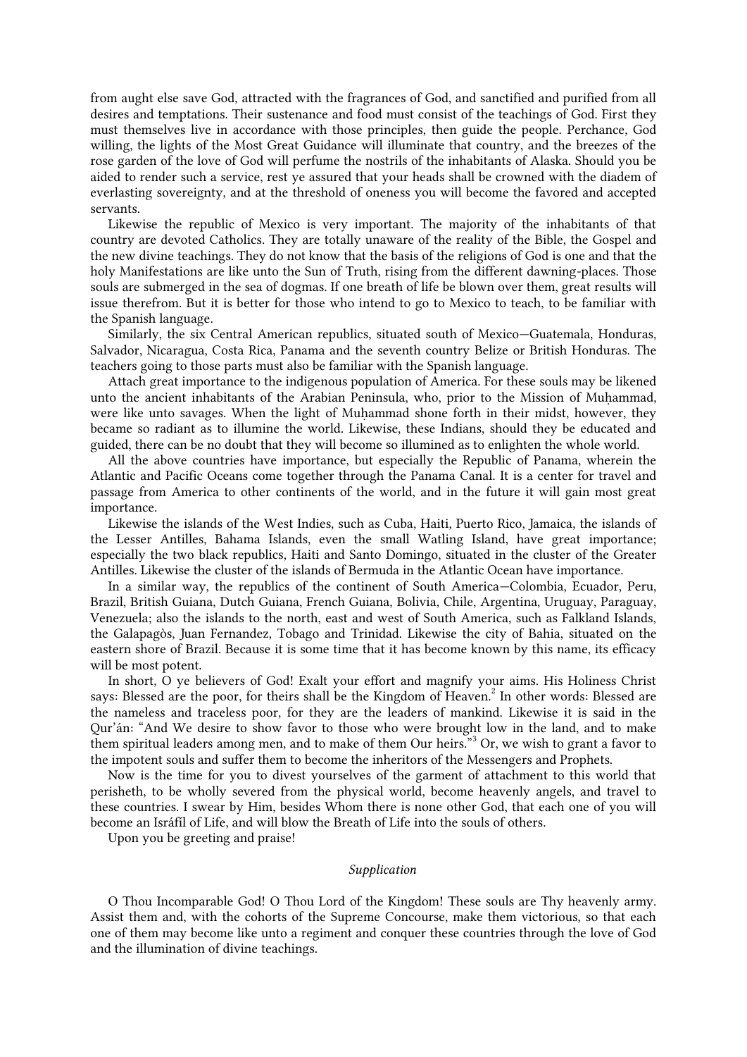from aught else save God, attracted with the fragrances of God, and sanctified and purified from all desires and temptations. Their sustenance and food must consist of the teachings of God. First they must themselves live in accordance with those principles, then guide the people. Perchance, God willing, the lights of the Most Great Guidance will illuminate that country, and the breezes of the rose garden of the love of God will perfume the nostrils of the inhabitants of Alaska. Should you be aided to render such a service, rest ye assured that your heads shall be crowned with the diadem of everlasting sovereignty, and at the threshold of oneness you will become the favored and accepted servants.

Likewise the republic of Mexico is very important. The majority of the inhabitants of that country are devoted Catholics. They are totally unaware of the reality of the Bible, the Gospel and the new divine teachings. They do not know that the basis of the religions of God is one and that the holy Manifestations are like unto the Sun of Truth, rising from the different dawning-places. Those souls are submerged in the sea of dogmas. If one breath of life be blown over them, great results will issue therefrom. But it is better for those who intend to go to Mexico to teach, to be familiar with the Spanish language.

Similarly, the six Central American republics, situated south of Mexico—Guatemala, Honduras, Salvador, Nicaragua, Costa Rica, Panama and the seventh country Belize or British Honduras. The teachers going to those parts must also be familiar with the Spanish language.

Attach great importance to the indigenous population of America. For these souls may be likened unto the ancient inhabitants of the Arabian Peninsula, who, prior to the Mission of Muḥammad, were like unto savages. When the light of Muḥammad shone forth in their midst, however, they became so radiant as to illumine the world. Likewise, these Indians, should they be educated and guided, there can be no doubt that they will become so illumined as to enlighten the whole world.

All the above countries have importance, but especially the Republic of Panama, wherein the Atlantic and Pacific Oceans come together through the Panama Canal. It is a center for travel and passage from America to other continents of the world, and in the future it will gain most great importance.

Likewise the islands of the West Indies, such as Cuba, Haiti, Puerto Rico, Jamaica, the islands of the Lesser Antilles, Bahama Islands, even the small Watling Island, have great importance; especially the two black republics, Haiti and Santo Domingo, situated in the cluster of the Greater Antilles. Likewise the cluster of the islands of Bermuda in the Atlantic Ocean have importance.

In a similar way, the republics of the continent of South America—Colombia, Ecuador, Peru, Brazil, British Guiana, Dutch Guiana, French Guiana, Bolivia, Chile, Argentina, Uruguay, Paraguay, Venezuela; also the islands to the north, east and west of South America, such as Falkland Islands, the Galapagòs, Juan Fernandez, Tobago and Trinidad. Likewise the city of Bahia, situated on the eastern shore of Brazil. Because it is some time that it has become known by this name, its efficacy will be most potent.

In short, O ye believers of God! Exalt your effort and magnify your aims. His Holiness Christ says: Blessed are the poor, for theirs shall be the Kingdom of Heaven.[2] In other words: Blessed are the nameless and traceless poor, for they are the leaders of mankind. Likewise it is said in the Qur'án: "And We desire to show favor to those who were brought low in the land, and to make them spiritual leaders among men, and to make of them Our heirs."[3] Or, we wish to grant a favor to the impotent souls and suffer them to become the inheritors of the Messengers and Prophets.

Now is the time for you to divest yourselves of the garment of attachment to this world that perisheth, to be wholly severed from the physical world, become heavenly angels, and travel to these countries. I swear by Him, besides Whom there is none other God, that each one of you will become an Isráfíl of Life, and will blow the Breath of Life into the souls of others.

Upon you be greeting and praise!

*Supplication*

O Thou Incomparable God! O Thou Lord of the Kingdom! These souls are Thy heavenly army. Assist them and, with the cohorts of the Supreme Concourse, make them victorious, so that each one of them may become like unto a regiment and conquer these countries through the love of God and the illumination of divine teachings.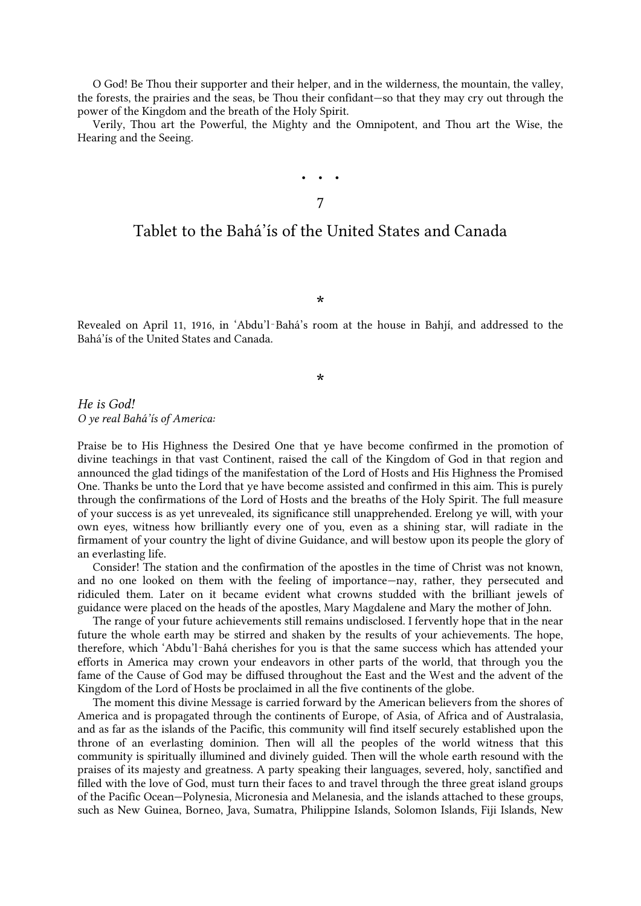O God! Be Thou their supporter and their helper, and in the wilderness, the mountain, the valley, the forests, the prairies and the seas, be Thou their confidant—so that they may cry out through the power of the Kingdom and the breath of the Holy Spirit.

Verily, Thou art the Powerful, the Mighty and the Omnipotent, and Thou art the Wise, the Hearing and the Seeing.

• • •

7

## Tablet to the Bahá'ís of the United States and Canada

*

Revealed on April 11, 1916, in 'Abdu'l-Bahá's room at the house in Bahjí, and addressed to the Bahá'ís of the United States and Canada.

*

*He is God!*
*O ye real Bahá'ís of America:*

Praise be to His Highness the Desired One that ye have become confirmed in the promotion of divine teachings in that vast Continent, raised the call of the Kingdom of God in that region and announced the glad tidings of the manifestation of the Lord of Hosts and His Highness the Promised One. Thanks be unto the Lord that ye have become assisted and confirmed in this aim. This is purely through the confirmations of the Lord of Hosts and the breaths of the Holy Spirit. The full measure of your success is as yet unrevealed, its significance still unapprehended. Erelong ye will, with your own eyes, witness how brilliantly every one of you, even as a shining star, will radiate in the firmament of your country the light of divine Guidance, and will bestow upon its people the glory of an everlasting life.

Consider! The station and the confirmation of the apostles in the time of Christ was not known, and no one looked on them with the feeling of importance—nay, rather, they persecuted and ridiculed them. Later on it became evident what crowns studded with the brilliant jewels of guidance were placed on the heads of the apostles, Mary Magdalene and Mary the mother of John.

The range of your future achievements still remains undisclosed. I fervently hope that in the near future the whole earth may be stirred and shaken by the results of your achievements. The hope, therefore, which 'Abdu'l-Bahá cherishes for you is that the same success which has attended your efforts in America may crown your endeavors in other parts of the world, that through you the fame of the Cause of God may be diffused throughout the East and the West and the advent of the Kingdom of the Lord of Hosts be proclaimed in all the five continents of the globe.

The moment this divine Message is carried forward by the American believers from the shores of America and is propagated through the continents of Europe, of Asia, of Africa and of Australasia, and as far as the islands of the Pacific, this community will find itself securely established upon the throne of an everlasting dominion. Then will all the peoples of the world witness that this community is spiritually illumined and divinely guided. Then will the whole earth resound with the praises of its majesty and greatness. A party speaking their languages, severed, holy, sanctified and filled with the love of God, must turn their faces to and travel through the three great island groups of the Pacific Ocean—Polynesia, Micronesia and Melanesia, and the islands attached to these groups, such as New Guinea, Borneo, Java, Sumatra, Philippine Islands, Solomon Islands, Fiji Islands, New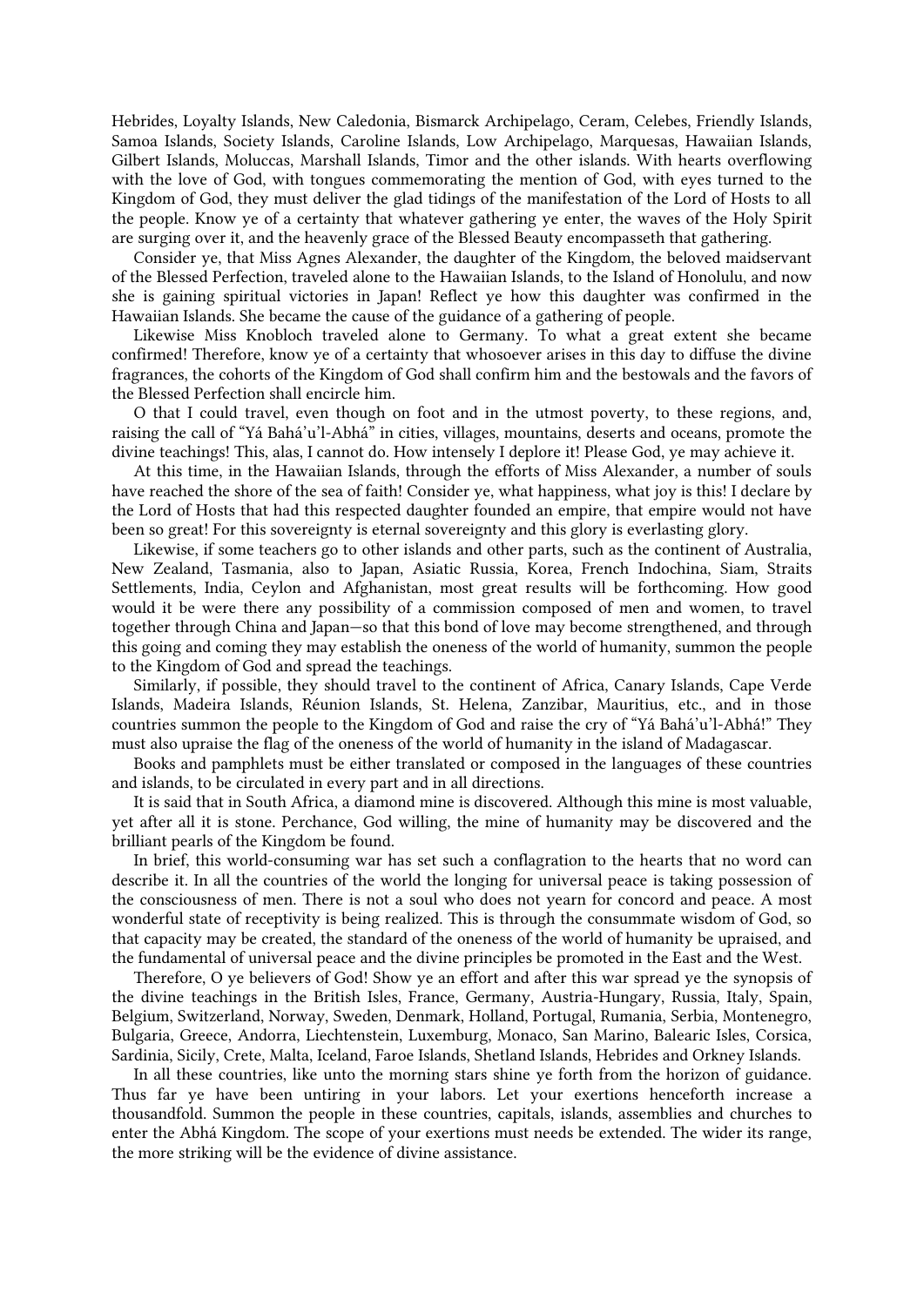Hebrides, Loyalty Islands, New Caledonia, Bismarck Archipelago, Ceram, Celebes, Friendly Islands, Samoa Islands, Society Islands, Caroline Islands, Low Archipelago, Marquesas, Hawaiian Islands, Gilbert Islands, Moluccas, Marshall Islands, Timor and the other islands. With hearts overflowing with the love of God, with tongues commemorating the mention of God, with eyes turned to the Kingdom of God, they must deliver the glad tidings of the manifestation of the Lord of Hosts to all the people. Know ye of a certainty that whatever gathering ye enter, the waves of the Holy Spirit are surging over it, and the heavenly grace of the Blessed Beauty encompasseth that gathering.

Consider ye, that Miss Agnes Alexander, the daughter of the Kingdom, the beloved maidservant of the Blessed Perfection, traveled alone to the Hawaiian Islands, to the Island of Honolulu, and now she is gaining spiritual victories in Japan! Reflect ye how this daughter was confirmed in the Hawaiian Islands. She became the cause of the guidance of a gathering of people.

Likewise Miss Knobloch traveled alone to Germany. To what a great extent she became confirmed! Therefore, know ye of a certainty that whosoever arises in this day to diffuse the divine fragrances, the cohorts of the Kingdom of God shall confirm him and the bestowals and the favors of the Blessed Perfection shall encircle him.

O that I could travel, even though on foot and in the utmost poverty, to these regions, and, raising the call of "Yá Bahá'u'l-Abhá" in cities, villages, mountains, deserts and oceans, promote the divine teachings! This, alas, I cannot do. How intensely I deplore it! Please God, ye may achieve it.

At this time, in the Hawaiian Islands, through the efforts of Miss Alexander, a number of souls have reached the shore of the sea of faith! Consider ye, what happiness, what joy is this! I declare by the Lord of Hosts that had this respected daughter founded an empire, that empire would not have been so great! For this sovereignty is eternal sovereignty and this glory is everlasting glory.

Likewise, if some teachers go to other islands and other parts, such as the continent of Australia, New Zealand, Tasmania, also to Japan, Asiatic Russia, Korea, French Indochina, Siam, Straits Settlements, India, Ceylon and Afghanistan, most great results will be forthcoming. How good would it be were there any possibility of a commission composed of men and women, to travel together through China and Japan—so that this bond of love may become strengthened, and through this going and coming they may establish the oneness of the world of humanity, summon the people to the Kingdom of God and spread the teachings.

Similarly, if possible, they should travel to the continent of Africa, Canary Islands, Cape Verde Islands, Madeira Islands, Réunion Islands, St. Helena, Zanzibar, Mauritius, etc., and in those countries summon the people to the Kingdom of God and raise the cry of "Yá Bahá'u'l-Abhá!" They must also upraise the flag of the oneness of the world of humanity in the island of Madagascar.

Books and pamphlets must be either translated or composed in the languages of these countries and islands, to be circulated in every part and in all directions.

It is said that in South Africa, a diamond mine is discovered. Although this mine is most valuable, yet after all it is stone. Perchance, God willing, the mine of humanity may be discovered and the brilliant pearls of the Kingdom be found.

In brief, this world-consuming war has set such a conflagration to the hearts that no word can describe it. In all the countries of the world the longing for universal peace is taking possession of the consciousness of men. There is not a soul who does not yearn for concord and peace. A most wonderful state of receptivity is being realized. This is through the consummate wisdom of God, so that capacity may be created, the standard of the oneness of the world of humanity be upraised, and the fundamental of universal peace and the divine principles be promoted in the East and the West.

Therefore, O ye believers of God! Show ye an effort and after this war spread ye the synopsis of the divine teachings in the British Isles, France, Germany, Austria-Hungary, Russia, Italy, Spain, Belgium, Switzerland, Norway, Sweden, Denmark, Holland, Portugal, Rumania, Serbia, Montenegro, Bulgaria, Greece, Andorra, Liechtenstein, Luxemburg, Monaco, San Marino, Balearic Isles, Corsica, Sardinia, Sicily, Crete, Malta, Iceland, Faroe Islands, Shetland Islands, Hebrides and Orkney Islands.

In all these countries, like unto the morning stars shine ye forth from the horizon of guidance. Thus far ye have been untiring in your labors. Let your exertions henceforth increase a thousandfold. Summon the people in these countries, capitals, islands, assemblies and churches to enter the Abhá Kingdom. The scope of your exertions must needs be extended. The wider its range, the more striking will be the evidence of divine assistance.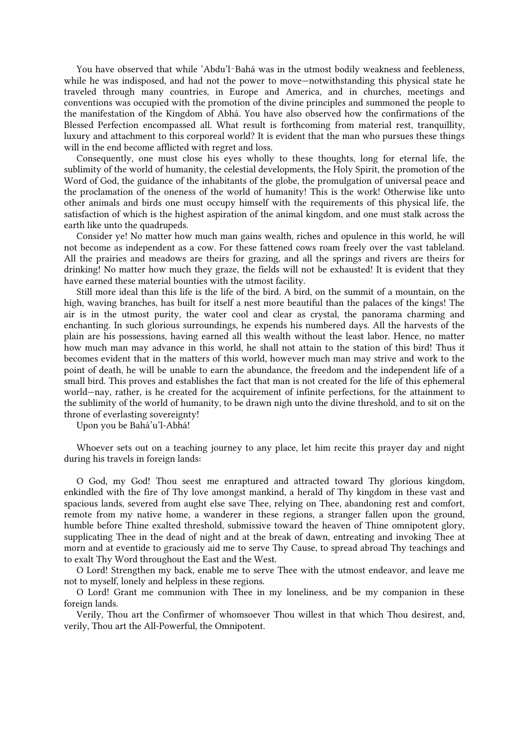You have observed that while ‘Abdu’l-Bahá was in the utmost bodily weakness and feebleness, while he was indisposed, and had not the power to move—notwithstanding this physical state he traveled through many countries, in Europe and America, and in churches, meetings and conventions was occupied with the promotion of the divine principles and summoned the people to the manifestation of the Kingdom of Abhá. You have also observed how the confirmations of the Blessed Perfection encompassed all. What result is forthcoming from material rest, tranquillity, luxury and attachment to this corporeal world? It is evident that the man who pursues these things will in the end become afflicted with regret and loss.

Consequently, one must close his eyes wholly to these thoughts, long for eternal life, the sublimity of the world of humanity, the celestial developments, the Holy Spirit, the promotion of the Word of God, the guidance of the inhabitants of the globe, the promulgation of universal peace and the proclamation of the oneness of the world of humanity! This is the work! Otherwise like unto other animals and birds one must occupy himself with the requirements of this physical life, the satisfaction of which is the highest aspiration of the animal kingdom, and one must stalk across the earth like unto the quadrupeds.

Consider ye! No matter how much man gains wealth, riches and opulence in this world, he will not become as independent as a cow. For these fattened cows roam freely over the vast tableland. All the prairies and meadows are theirs for grazing, and all the springs and rivers are theirs for drinking! No matter how much they graze, the fields will not be exhausted! It is evident that they have earned these material bounties with the utmost facility.

Still more ideal than this life is the life of the bird. A bird, on the summit of a mountain, on the high, waving branches, has built for itself a nest more beautiful than the palaces of the kings! The air is in the utmost purity, the water cool and clear as crystal, the panorama charming and enchanting. In such glorious surroundings, he expends his numbered days. All the harvests of the plain are his possessions, having earned all this wealth without the least labor. Hence, no matter how much man may advance in this world, he shall not attain to the station of this bird! Thus it becomes evident that in the matters of this world, however much man may strive and work to the point of death, he will be unable to earn the abundance, the freedom and the independent life of a small bird. This proves and establishes the fact that man is not created for the life of this ephemeral world—nay, rather, is he created for the acquirement of infinite perfections, for the attainment to the sublimity of the world of humanity, to be drawn nigh unto the divine threshold, and to sit on the throne of everlasting sovereignty!

Upon you be Bahá’u’l-Abhá!

Whoever sets out on a teaching journey to any place, let him recite this prayer day and night during his travels in foreign lands:

O God, my God! Thou seest me enraptured and attracted toward Thy glorious kingdom, enkindled with the fire of Thy love amongst mankind, a herald of Thy kingdom in these vast and spacious lands, severed from aught else save Thee, relying on Thee, abandoning rest and comfort, remote from my native home, a wanderer in these regions, a stranger fallen upon the ground, humble before Thine exalted threshold, submissive toward the heaven of Thine omnipotent glory, supplicating Thee in the dead of night and at the break of dawn, entreating and invoking Thee at morn and at eventide to graciously aid me to serve Thy Cause, to spread abroad Thy teachings and to exalt Thy Word throughout the East and the West.

O Lord! Strengthen my back, enable me to serve Thee with the utmost endeavor, and leave me not to myself, lonely and helpless in these regions.

O Lord! Grant me communion with Thee in my loneliness, and be my companion in these foreign lands.

Verily, Thou art the Confirmer of whomsoever Thou willest in that which Thou desirest, and, verily, Thou art the All-Powerful, the Omnipotent.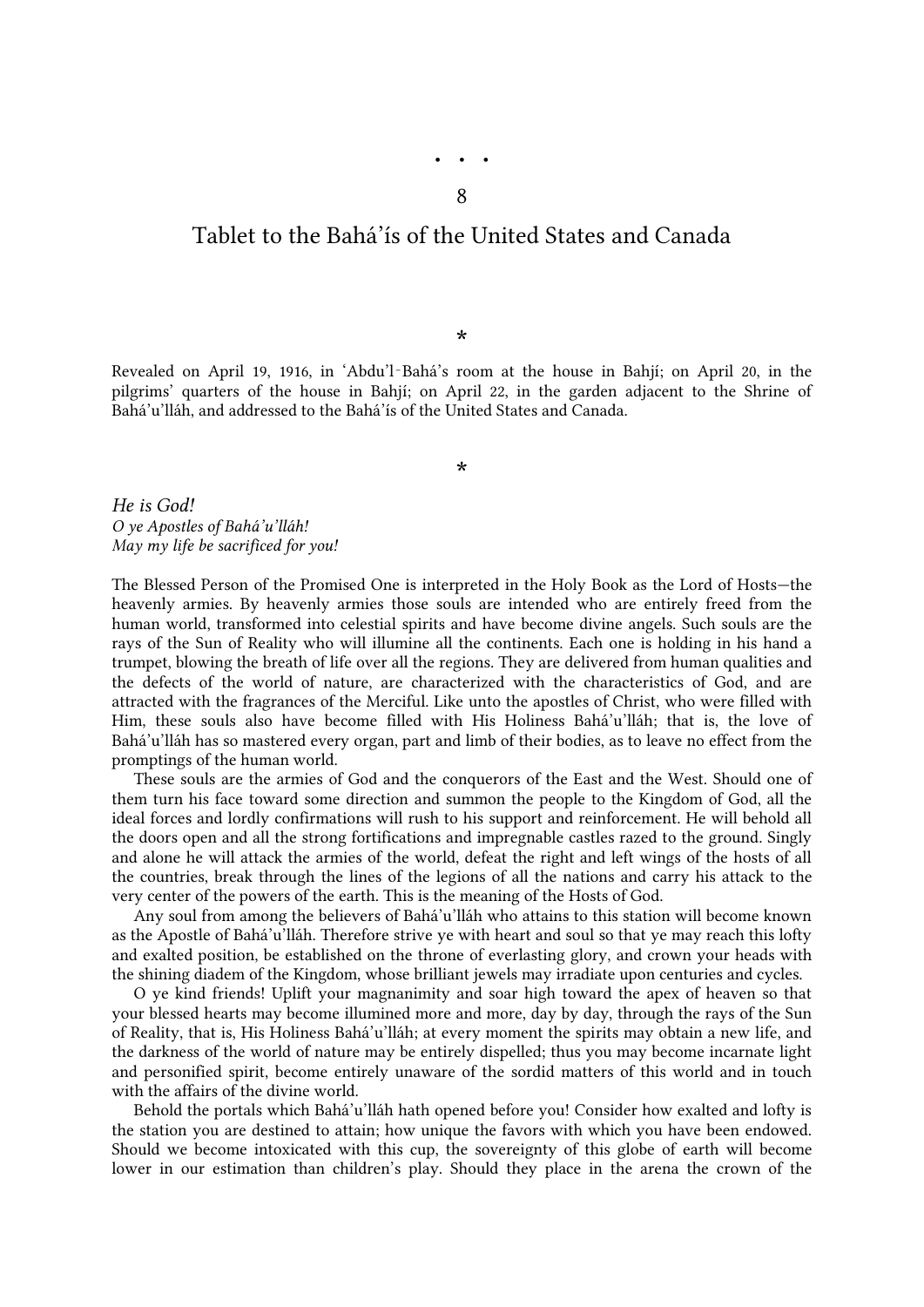• • •

8

## Tablet to the Bahá’ís of the United States and Canada

*

Revealed on April 19, 1916, in ‘Abdu’l‑Bahá’s room at the house in Bahjí; on April 20, in the pilgrims’ quarters of the house in Bahjí; on April 22, in the garden adjacent to the Shrine of Bahá’u’lláh, and addressed to the Bahá’ís of the United States and Canada.

*

*He is God!*
*O ye Apostles of Bahá’u’lláh!*
*May my life be sacrificed for you!*

The Blessed Person of the Promised One is interpreted in the Holy Book as the Lord of Hosts—the heavenly armies. By heavenly armies those souls are intended who are entirely freed from the human world, transformed into celestial spirits and have become divine angels. Such souls are the rays of the Sun of Reality who will illumine all the continents. Each one is holding in his hand a trumpet, blowing the breath of life over all the regions. They are delivered from human qualities and the defects of the world of nature, are characterized with the characteristics of God, and are attracted with the fragrances of the Merciful. Like unto the apostles of Christ, who were filled with Him, these souls also have become filled with His Holiness Bahá’u’lláh; that is, the love of Bahá’u’lláh has so mastered every organ, part and limb of their bodies, as to leave no effect from the promptings of the human world.

These souls are the armies of God and the conquerors of the East and the West. Should one of them turn his face toward some direction and summon the people to the Kingdom of God, all the ideal forces and lordly confirmations will rush to his support and reinforcement. He will behold all the doors open and all the strong fortifications and impregnable castles razed to the ground. Singly and alone he will attack the armies of the world, defeat the right and left wings of the hosts of all the countries, break through the lines of the legions of all the nations and carry his attack to the very center of the powers of the earth. This is the meaning of the Hosts of God.

Any soul from among the believers of Bahá’u’lláh who attains to this station will become known as the Apostle of Bahá’u’lláh. Therefore strive ye with heart and soul so that ye may reach this lofty and exalted position, be established on the throne of everlasting glory, and crown your heads with the shining diadem of the Kingdom, whose brilliant jewels may irradiate upon centuries and cycles.

O ye kind friends! Uplift your magnanimity and soar high toward the apex of heaven so that your blessed hearts may become illumined more and more, day by day, through the rays of the Sun of Reality, that is, His Holiness Bahá’u’lláh; at every moment the spirits may obtain a new life, and the darkness of the world of nature may be entirely dispelled; thus you may become incarnate light and personified spirit, become entirely unaware of the sordid matters of this world and in touch with the affairs of the divine world.

Behold the portals which Bahá’u’lláh hath opened before you! Consider how exalted and lofty is the station you are destined to attain; how unique the favors with which you have been endowed. Should we become intoxicated with this cup, the sovereignty of this globe of earth will become lower in our estimation than children’s play. Should they place in the arena the crown of the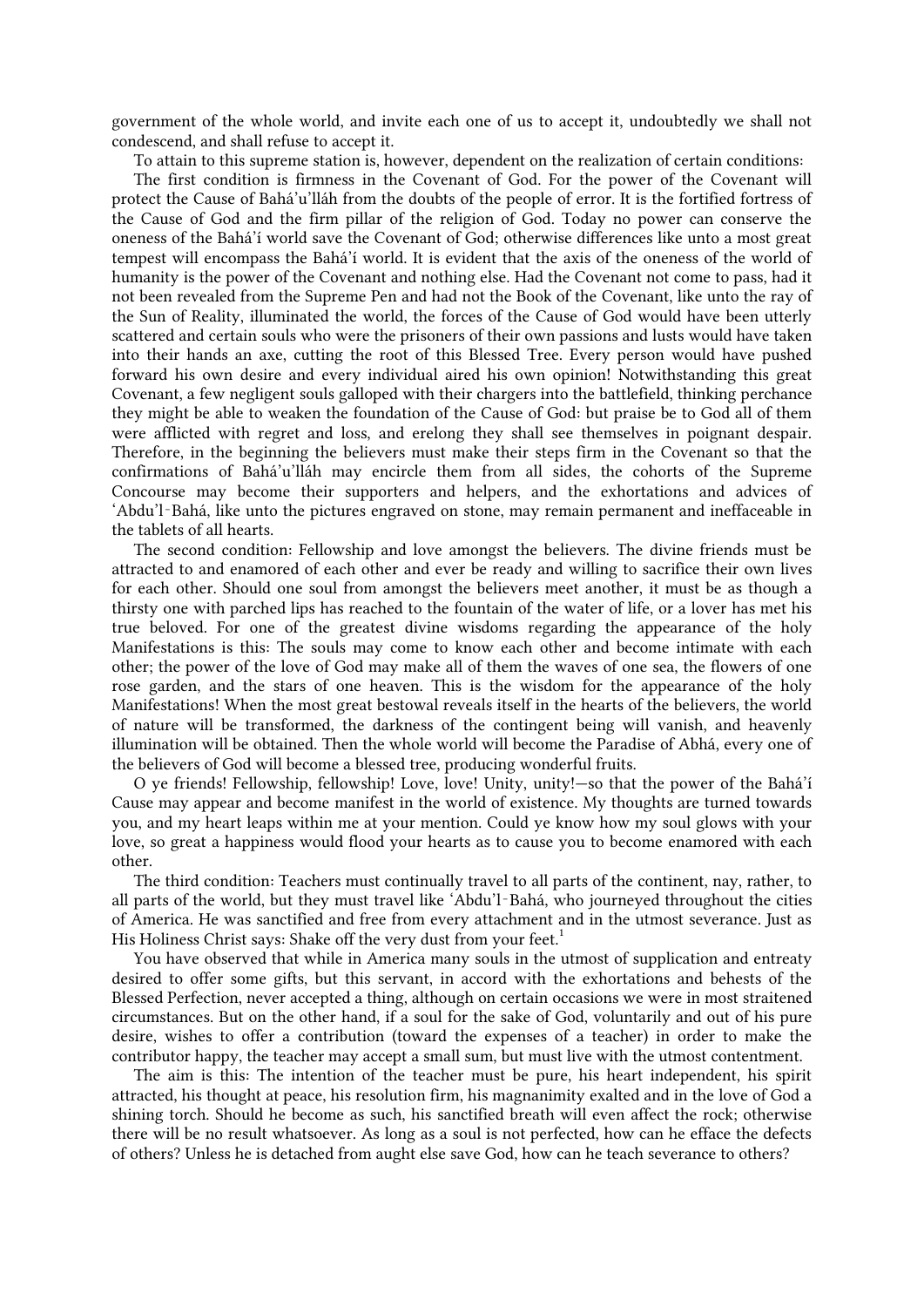government of the whole world, and invite each one of us to accept it, undoubtedly we shall not condescend, and shall refuse to accept it.

To attain to this supreme station is, however, dependent on the realization of certain conditions:

The first condition is firmness in the Covenant of God. For the power of the Covenant will protect the Cause of Bahá'u'lláh from the doubts of the people of error. It is the fortified fortress of the Cause of God and the firm pillar of the religion of God. Today no power can conserve the oneness of the Bahá'í world save the Covenant of God; otherwise differences like unto a most great tempest will encompass the Bahá'í world. It is evident that the axis of the oneness of the world of humanity is the power of the Covenant and nothing else. Had the Covenant not come to pass, had it not been revealed from the Supreme Pen and had not the Book of the Covenant, like unto the ray of the Sun of Reality, illuminated the world, the forces of the Cause of God would have been utterly scattered and certain souls who were the prisoners of their own passions and lusts would have taken into their hands an axe, cutting the root of this Blessed Tree. Every person would have pushed forward his own desire and every individual aired his own opinion! Notwithstanding this great Covenant, a few negligent souls galloped with their chargers into the battlefield, thinking perchance they might be able to weaken the foundation of the Cause of God: but praise be to God all of them were afflicted with regret and loss, and erelong they shall see themselves in poignant despair. Therefore, in the beginning the believers must make their steps firm in the Covenant so that the confirmations of Bahá'u'lláh may encircle them from all sides, the cohorts of the Supreme Concourse may become their supporters and helpers, and the exhortations and advices of 'Abdu'l-Bahá, like unto the pictures engraved on stone, may remain permanent and ineffaceable in the tablets of all hearts.

The second condition: Fellowship and love amongst the believers. The divine friends must be attracted to and enamored of each other and ever be ready and willing to sacrifice their own lives for each other. Should one soul from amongst the believers meet another, it must be as though a thirsty one with parched lips has reached to the fountain of the water of life, or a lover has met his true beloved. For one of the greatest divine wisdoms regarding the appearance of the holy Manifestations is this: The souls may come to know each other and become intimate with each other; the power of the love of God may make all of them the waves of one sea, the flowers of one rose garden, and the stars of one heaven. This is the wisdom for the appearance of the holy Manifestations! When the most great bestowal reveals itself in the hearts of the believers, the world of nature will be transformed, the darkness of the contingent being will vanish, and heavenly illumination will be obtained. Then the whole world will become the Paradise of Abhá, every one of the believers of God will become a blessed tree, producing wonderful fruits.

O ye friends! Fellowship, fellowship! Love, love! Unity, unity!—so that the power of the Bahá'í Cause may appear and become manifest in the world of existence. My thoughts are turned towards you, and my heart leaps within me at your mention. Could ye know how my soul glows with your love, so great a happiness would flood your hearts as to cause you to become enamored with each other.

The third condition: Teachers must continually travel to all parts of the continent, nay, rather, to all parts of the world, but they must travel like 'Abdu'l-Bahá, who journeyed throughout the cities of America. He was sanctified and free from every attachment and in the utmost severance. Just as His Holiness Christ says: Shake off the very dust from your feet.[1]

You have observed that while in America many souls in the utmost of supplication and entreaty desired to offer some gifts, but this servant, in accord with the exhortations and behests of the Blessed Perfection, never accepted a thing, although on certain occasions we were in most straitened circumstances. But on the other hand, if a soul for the sake of God, voluntarily and out of his pure desire, wishes to offer a contribution (toward the expenses of a teacher) in order to make the contributor happy, the teacher may accept a small sum, but must live with the utmost contentment.

The aim is this: The intention of the teacher must be pure, his heart independent, his spirit attracted, his thought at peace, his resolution firm, his magnanimity exalted and in the love of God a shining torch. Should he become as such, his sanctified breath will even affect the rock; otherwise there will be no result whatsoever. As long as a soul is not perfected, how can he efface the defects of others? Unless he is detached from aught else save God, how can he teach severance to others?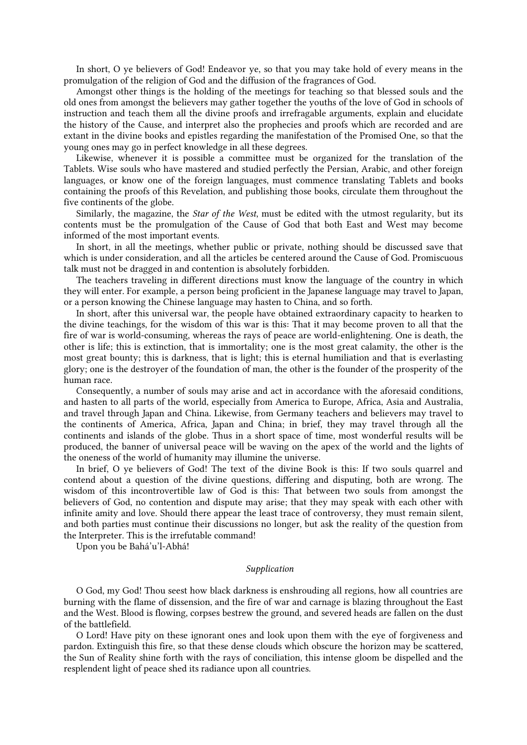In short, O ye believers of God! Endeavor ye, so that you may take hold of every means in the promulgation of the religion of God and the diffusion of the fragrances of God.

Amongst other things is the holding of the meetings for teaching so that blessed souls and the old ones from amongst the believers may gather together the youths of the love of God in schools of instruction and teach them all the divine proofs and irrefragable arguments, explain and elucidate the history of the Cause, and interpret also the prophecies and proofs which are recorded and are extant in the divine books and epistles regarding the manifestation of the Promised One, so that the young ones may go in perfect knowledge in all these degrees.

Likewise, whenever it is possible a committee must be organized for the translation of the Tablets. Wise souls who have mastered and studied perfectly the Persian, Arabic, and other foreign languages, or know one of the foreign languages, must commence translating Tablets and books containing the proofs of this Revelation, and publishing those books, circulate them throughout the five continents of the globe.

Similarly, the magazine, the *Star of the West*, must be edited with the utmost regularity, but its contents must be the promulgation of the Cause of God that both East and West may become informed of the most important events.

In short, in all the meetings, whether public or private, nothing should be discussed save that which is under consideration, and all the articles be centered around the Cause of God. Promiscuous talk must not be dragged in and contention is absolutely forbidden.

The teachers traveling in different directions must know the language of the country in which they will enter. For example, a person being proficient in the Japanese language may travel to Japan, or a person knowing the Chinese language may hasten to China, and so forth.

In short, after this universal war, the people have obtained extraordinary capacity to hearken to the divine teachings, for the wisdom of this war is this: That it may become proven to all that the fire of war is world-consuming, whereas the rays of peace are world-enlightening. One is death, the other is life; this is extinction, that is immortality; one is the most great calamity, the other is the most great bounty; this is darkness, that is light; this is eternal humiliation and that is everlasting glory; one is the destroyer of the foundation of man, the other is the founder of the prosperity of the human race.

Consequently, a number of souls may arise and act in accordance with the aforesaid conditions, and hasten to all parts of the world, especially from America to Europe, Africa, Asia and Australia, and travel through Japan and China. Likewise, from Germany teachers and believers may travel to the continents of America, Africa, Japan and China; in brief, they may travel through all the continents and islands of the globe. Thus in a short space of time, most wonderful results will be produced, the banner of universal peace will be waving on the apex of the world and the lights of the oneness of the world of humanity may illumine the universe.

In brief, O ye believers of God! The text of the divine Book is this: If two souls quarrel and contend about a question of the divine questions, differing and disputing, both are wrong. The wisdom of this incontrovertible law of God is this: That between two souls from amongst the believers of God, no contention and dispute may arise; that they may speak with each other with infinite amity and love. Should there appear the least trace of controversy, they must remain silent, and both parties must continue their discussions no longer, but ask the reality of the question from the Interpreter. This is the irrefutable command!

Upon you be Bahá'u'l-Abhá!

*Supplication*

O God, my God! Thou seest how black darkness is enshrouding all regions, how all countries are burning with the flame of dissension, and the fire of war and carnage is blazing throughout the East and the West. Blood is flowing, corpses bestrew the ground, and severed heads are fallen on the dust of the battlefield.

O Lord! Have pity on these ignorant ones and look upon them with the eye of forgiveness and pardon. Extinguish this fire, so that these dense clouds which obscure the horizon may be scattered, the Sun of Reality shine forth with the rays of conciliation, this intense gloom be dispelled and the resplendent light of peace shed its radiance upon all countries.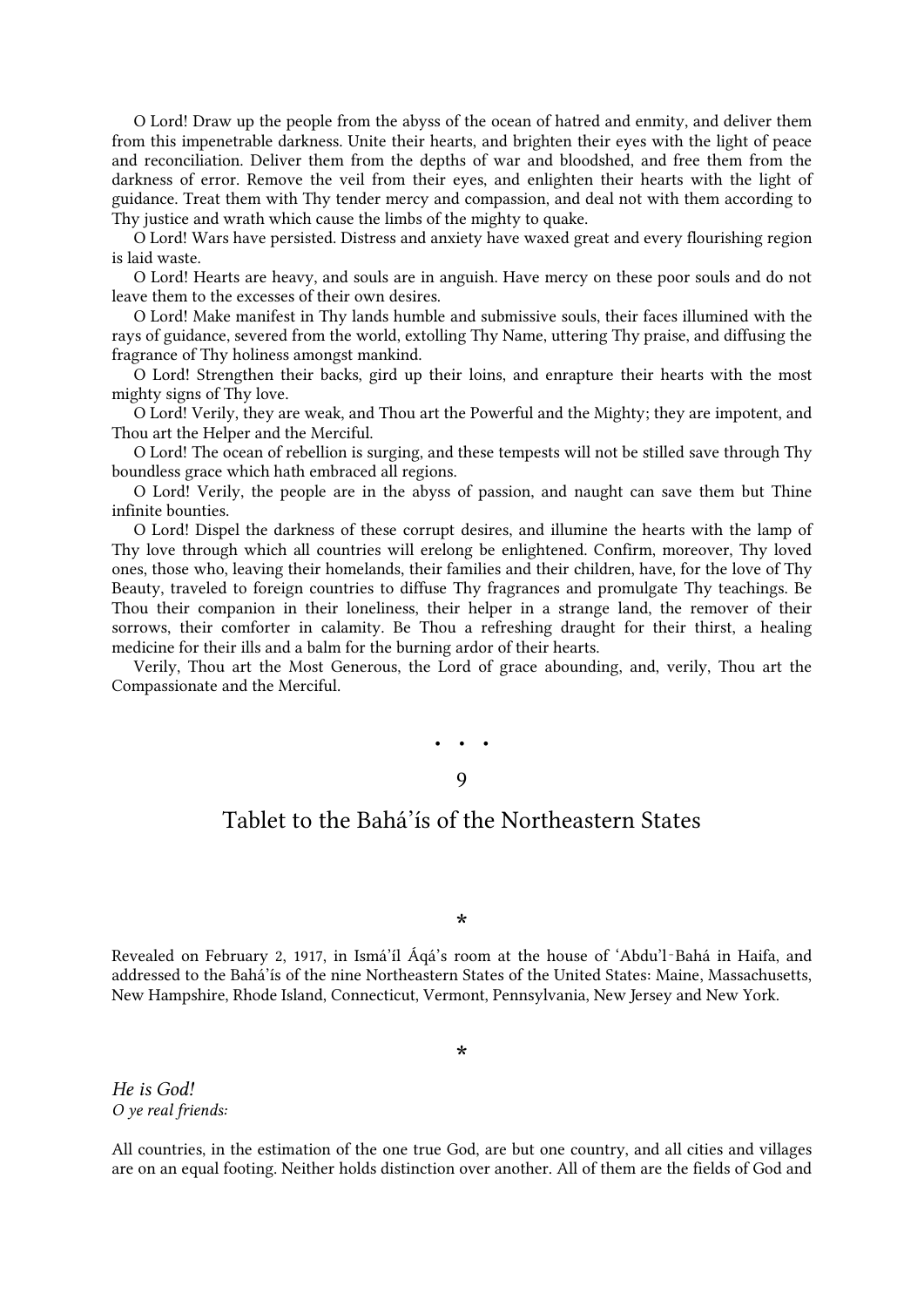O Lord! Draw up the people from the abyss of the ocean of hatred and enmity, and deliver them from this impenetrable darkness. Unite their hearts, and brighten their eyes with the light of peace and reconciliation. Deliver them from the depths of war and bloodshed, and free them from the darkness of error. Remove the veil from their eyes, and enlighten their hearts with the light of guidance. Treat them with Thy tender mercy and compassion, and deal not with them according to Thy justice and wrath which cause the limbs of the mighty to quake.

O Lord! Wars have persisted. Distress and anxiety have waxed great and every flourishing region is laid waste.

O Lord! Hearts are heavy, and souls are in anguish. Have mercy on these poor souls and do not leave them to the excesses of their own desires.

O Lord! Make manifest in Thy lands humble and submissive souls, their faces illumined with the rays of guidance, severed from the world, extolling Thy Name, uttering Thy praise, and diffusing the fragrance of Thy holiness amongst mankind.

O Lord! Strengthen their backs, gird up their loins, and enrapture their hearts with the most mighty signs of Thy love.

O Lord! Verily, they are weak, and Thou art the Powerful and the Mighty; they are impotent, and Thou art the Helper and the Merciful.

O Lord! The ocean of rebellion is surging, and these tempests will not be stilled save through Thy boundless grace which hath embraced all regions.

O Lord! Verily, the people are in the abyss of passion, and naught can save them but Thine infinite bounties.

O Lord! Dispel the darkness of these corrupt desires, and illumine the hearts with the lamp of Thy love through which all countries will erelong be enlightened. Confirm, moreover, Thy loved ones, those who, leaving their homelands, their families and their children, have, for the love of Thy Beauty, traveled to foreign countries to diffuse Thy fragrances and promulgate Thy teachings. Be Thou their companion in their loneliness, their helper in a strange land, the remover of their sorrows, their comforter in calamity. Be Thou a refreshing draught for their thirst, a healing medicine for their ills and a balm for the burning ardor of their hearts.

Verily, Thou art the Most Generous, the Lord of grace abounding, and, verily, Thou art the Compassionate and the Merciful.

• • •

9

## Tablet to the Bahá'ís of the Northeastern States

*

Revealed on February 2, 1917, in Ismá'íl Áqá's room at the house of 'Abdu'l-Bahá in Haifa, and addressed to the Bahá'ís of the nine Northeastern States of the United States: Maine, Massachusetts, New Hampshire, Rhode Island, Connecticut, Vermont, Pennsylvania, New Jersey and New York.

*

*He is God!*
*O ye real friends:*

All countries, in the estimation of the one true God, are but one country, and all cities and villages are on an equal footing. Neither holds distinction over another. All of them are the fields of God and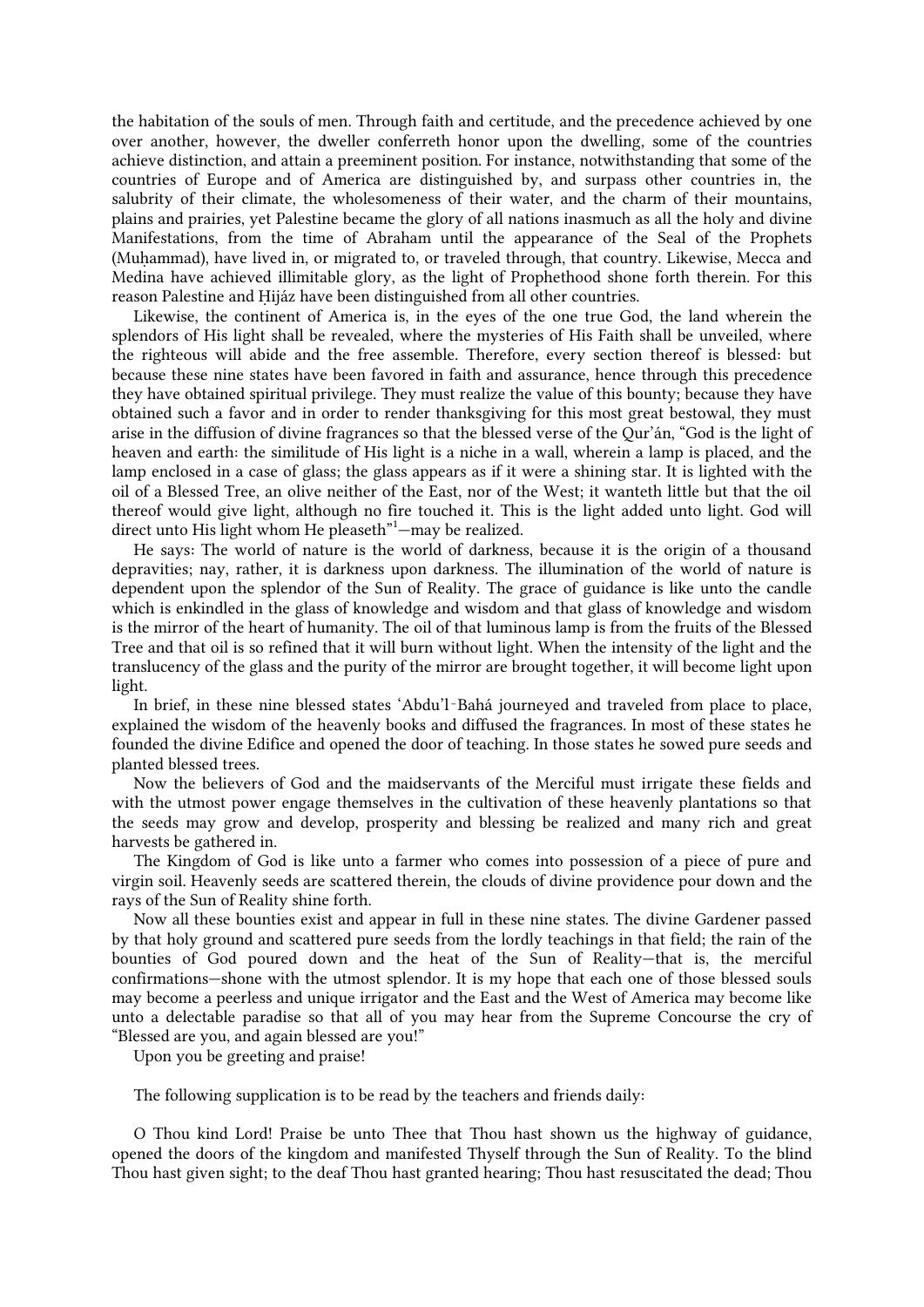the habitation of the souls of men. Through faith and certitude, and the precedence achieved by one over another, however, the dweller conferreth honor upon the dwelling, some of the countries achieve distinction, and attain a preeminent position. For instance, notwithstanding that some of the countries of Europe and of America are distinguished by, and surpass other countries in, the salubrity of their climate, the wholesomeness of their water, and the charm of their mountains, plains and prairies, yet Palestine became the glory of all nations inasmuch as all the holy and divine Manifestations, from the time of Abraham until the appearance of the Seal of the Prophets (Muḥammad), have lived in, or migrated to, or traveled through, that country. Likewise, Mecca and Medina have achieved illimitable glory, as the light of Prophethood shone forth therein. For this reason Palestine and Ḥijáz have been distinguished from all other countries.

Likewise, the continent of America is, in the eyes of the one true God, the land wherein the splendors of His light shall be revealed, where the mysteries of His Faith shall be unveiled, where the righteous will abide and the free assemble. Therefore, every section thereof is blessed: but because these nine states have been favored in faith and assurance, hence through this precedence they have obtained spiritual privilege. They must realize the value of this bounty; because they have obtained such a favor and in order to render thanksgiving for this most great bestowal, they must arise in the diffusion of divine fragrances so that the blessed verse of the Qur'án, "God is the light of heaven and earth: the similitude of His light is a niche in a wall, wherein a lamp is placed, and the lamp enclosed in a case of glass; the glass appears as if it were a shining star. It is lighted with the oil of a Blessed Tree, an olive neither of the East, nor of the West; it wanteth little but that the oil thereof would give light, although no fire touched it. This is the light added unto light. God will direct unto His light whom He pleaseth"[1]—may be realized.

He says: The world of nature is the world of darkness, because it is the origin of a thousand depravities; nay, rather, it is darkness upon darkness. The illumination of the world of nature is dependent upon the splendor of the Sun of Reality. The grace of guidance is like unto the candle which is enkindled in the glass of knowledge and wisdom and that glass of knowledge and wisdom is the mirror of the heart of humanity. The oil of that luminous lamp is from the fruits of the Blessed Tree and that oil is so refined that it will burn without light. When the intensity of the light and the translucency of the glass and the purity of the mirror are brought together, it will become light upon light.

In brief, in these nine blessed states 'Abdu'l‑Bahá journeyed and traveled from place to place, explained the wisdom of the heavenly books and diffused the fragrances. In most of these states he founded the divine Edifice and opened the door of teaching. In those states he sowed pure seeds and planted blessed trees.

Now the believers of God and the maidservants of the Merciful must irrigate these fields and with the utmost power engage themselves in the cultivation of these heavenly plantations so that the seeds may grow and develop, prosperity and blessing be realized and many rich and great harvests be gathered in.

The Kingdom of God is like unto a farmer who comes into possession of a piece of pure and virgin soil. Heavenly seeds are scattered therein, the clouds of divine providence pour down and the rays of the Sun of Reality shine forth.

Now all these bounties exist and appear in full in these nine states. The divine Gardener passed by that holy ground and scattered pure seeds from the lordly teachings in that field; the rain of the bounties of God poured down and the heat of the Sun of Reality—that is, the merciful confirmations—shone with the utmost splendor. It is my hope that each one of those blessed souls may become a peerless and unique irrigator and the East and the West of America may become like unto a delectable paradise so that all of you may hear from the Supreme Concourse the cry of "Blessed are you, and again blessed are you!"

Upon you be greeting and praise!

The following supplication is to be read by the teachers and friends daily:

O Thou kind Lord! Praise be unto Thee that Thou hast shown us the highway of guidance, opened the doors of the kingdom and manifested Thyself through the Sun of Reality. To the blind Thou hast given sight; to the deaf Thou hast granted hearing; Thou hast resuscitated the dead; Thou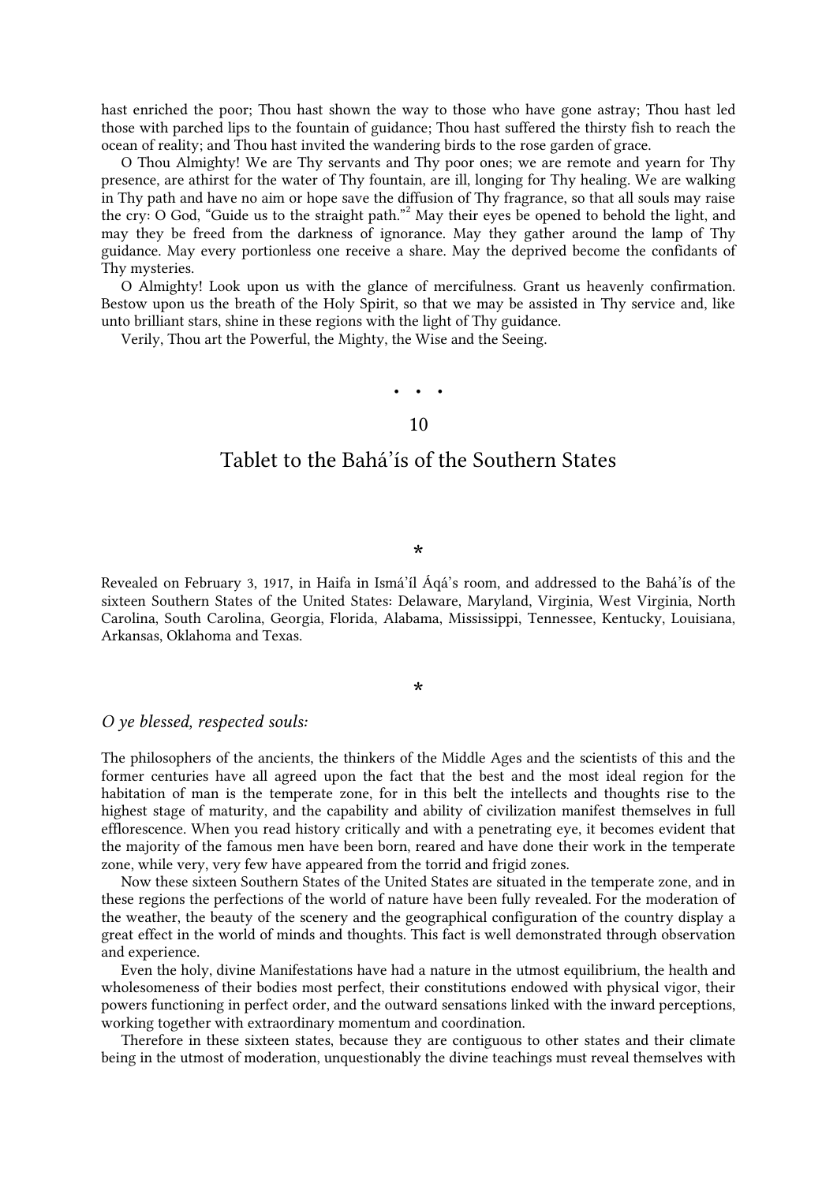hast enriched the poor; Thou hast shown the way to those who have gone astray; Thou hast led those with parched lips to the fountain of guidance; Thou hast suffered the thirsty fish to reach the ocean of reality; and Thou hast invited the wandering birds to the rose garden of grace.

O Thou Almighty! We are Thy servants and Thy poor ones; we are remote and yearn for Thy presence, are athirst for the water of Thy fountain, are ill, longing for Thy healing. We are walking in Thy path and have no aim or hope save the diffusion of Thy fragrance, so that all souls may raise the cry: O God, "Guide us to the straight path."[2] May their eyes be opened to behold the light, and may they be freed from the darkness of ignorance. May they gather around the lamp of Thy guidance. May every portionless one receive a share. May the deprived become the confidants of Thy mysteries.

O Almighty! Look upon us with the glance of mercifulness. Grant us heavenly confirmation. Bestow upon us the breath of the Holy Spirit, so that we may be assisted in Thy service and, like unto brilliant stars, shine in these regions with the light of Thy guidance.

Verily, Thou art the Powerful, the Mighty, the Wise and the Seeing.

• • •

## 10

## Tablet to the Bahá'ís of the Southern States

*

Revealed on February 3, 1917, in Haifa in Ismá'íl Áqá's room, and addressed to the Bahá'ís of the sixteen Southern States of the United States: Delaware, Maryland, Virginia, West Virginia, North Carolina, South Carolina, Georgia, Florida, Alabama, Mississippi, Tennessee, Kentucky, Louisiana, Arkansas, Oklahoma and Texas.

*

*O ye blessed, respected souls:*

The philosophers of the ancients, the thinkers of the Middle Ages and the scientists of this and the former centuries have all agreed upon the fact that the best and the most ideal region for the habitation of man is the temperate zone, for in this belt the intellects and thoughts rise to the highest stage of maturity, and the capability and ability of civilization manifest themselves in full efflorescence. When you read history critically and with a penetrating eye, it becomes evident that the majority of the famous men have been born, reared and have done their work in the temperate zone, while very, very few have appeared from the torrid and frigid zones.

Now these sixteen Southern States of the United States are situated in the temperate zone, and in these regions the perfections of the world of nature have been fully revealed. For the moderation of the weather, the beauty of the scenery and the geographical configuration of the country display a great effect in the world of minds and thoughts. This fact is well demonstrated through observation and experience.

Even the holy, divine Manifestations have had a nature in the utmost equilibrium, the health and wholesomeness of their bodies most perfect, their constitutions endowed with physical vigor, their powers functioning in perfect order, and the outward sensations linked with the inward perceptions, working together with extraordinary momentum and coordination.

Therefore in these sixteen states, because they are contiguous to other states and their climate being in the utmost of moderation, unquestionably the divine teachings must reveal themselves with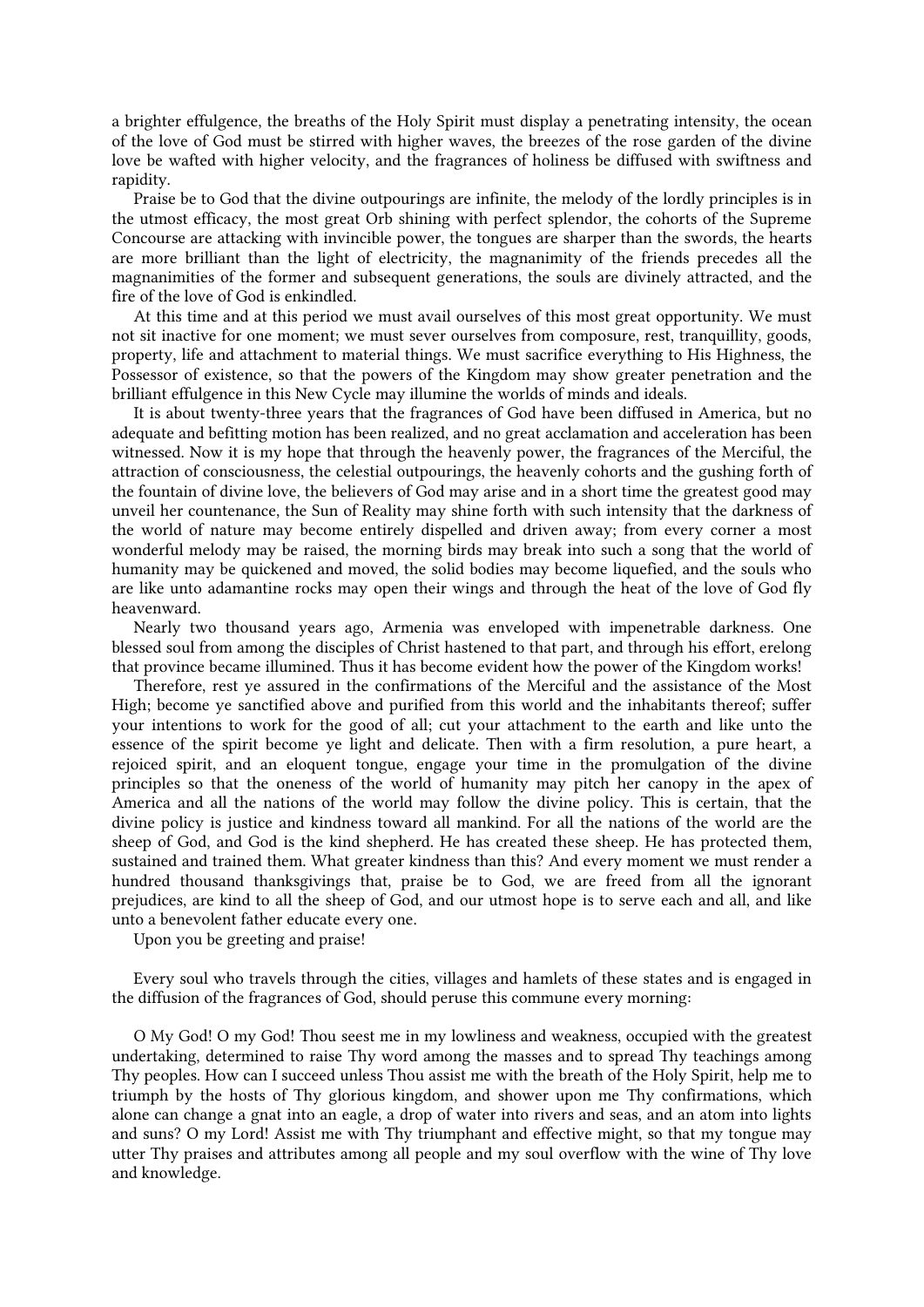a brighter effulgence, the breaths of the Holy Spirit must display a penetrating intensity, the ocean of the love of God must be stirred with higher waves, the breezes of the rose garden of the divine love be wafted with higher velocity, and the fragrances of holiness be diffused with swiftness and rapidity.

Praise be to God that the divine outpourings are infinite, the melody of the lordly principles is in the utmost efficacy, the most great Orb shining with perfect splendor, the cohorts of the Supreme Concourse are attacking with invincible power, the tongues are sharper than the swords, the hearts are more brilliant than the light of electricity, the magnanimity of the friends precedes all the magnanimities of the former and subsequent generations, the souls are divinely attracted, and the fire of the love of God is enkindled.

At this time and at this period we must avail ourselves of this most great opportunity. We must not sit inactive for one moment; we must sever ourselves from composure, rest, tranquillity, goods, property, life and attachment to material things. We must sacrifice everything to His Highness, the Possessor of existence, so that the powers of the Kingdom may show greater penetration and the brilliant effulgence in this New Cycle may illumine the worlds of minds and ideals.

It is about twenty-three years that the fragrances of God have been diffused in America, but no adequate and befitting motion has been realized, and no great acclamation and acceleration has been witnessed. Now it is my hope that through the heavenly power, the fragrances of the Merciful, the attraction of consciousness, the celestial outpourings, the heavenly cohorts and the gushing forth of the fountain of divine love, the believers of God may arise and in a short time the greatest good may unveil her countenance, the Sun of Reality may shine forth with such intensity that the darkness of the world of nature may become entirely dispelled and driven away; from every corner a most wonderful melody may be raised, the morning birds may break into such a song that the world of humanity may be quickened and moved, the solid bodies may become liquefied, and the souls who are like unto adamantine rocks may open their wings and through the heat of the love of God fly heavenward.

Nearly two thousand years ago, Armenia was enveloped with impenetrable darkness. One blessed soul from among the disciples of Christ hastened to that part, and through his effort, erelong that province became illumined. Thus it has become evident how the power of the Kingdom works!

Therefore, rest ye assured in the confirmations of the Merciful and the assistance of the Most High; become ye sanctified above and purified from this world and the inhabitants thereof; suffer your intentions to work for the good of all; cut your attachment to the earth and like unto the essence of the spirit become ye light and delicate. Then with a firm resolution, a pure heart, a rejoiced spirit, and an eloquent tongue, engage your time in the promulgation of the divine principles so that the oneness of the world of humanity may pitch her canopy in the apex of America and all the nations of the world may follow the divine policy. This is certain, that the divine policy is justice and kindness toward all mankind. For all the nations of the world are the sheep of God, and God is the kind shepherd. He has created these sheep. He has protected them, sustained and trained them. What greater kindness than this? And every moment we must render a hundred thousand thanksgivings that, praise be to God, we are freed from all the ignorant prejudices, are kind to all the sheep of God, and our utmost hope is to serve each and all, and like unto a benevolent father educate every one.

Upon you be greeting and praise!

Every soul who travels through the cities, villages and hamlets of these states and is engaged in the diffusion of the fragrances of God, should peruse this commune every morning:

O My God! O my God! Thou seest me in my lowliness and weakness, occupied with the greatest undertaking, determined to raise Thy word among the masses and to spread Thy teachings among Thy peoples. How can I succeed unless Thou assist me with the breath of the Holy Spirit, help me to triumph by the hosts of Thy glorious kingdom, and shower upon me Thy confirmations, which alone can change a gnat into an eagle, a drop of water into rivers and seas, and an atom into lights and suns? O my Lord! Assist me with Thy triumphant and effective might, so that my tongue may utter Thy praises and attributes among all people and my soul overflow with the wine of Thy love and knowledge.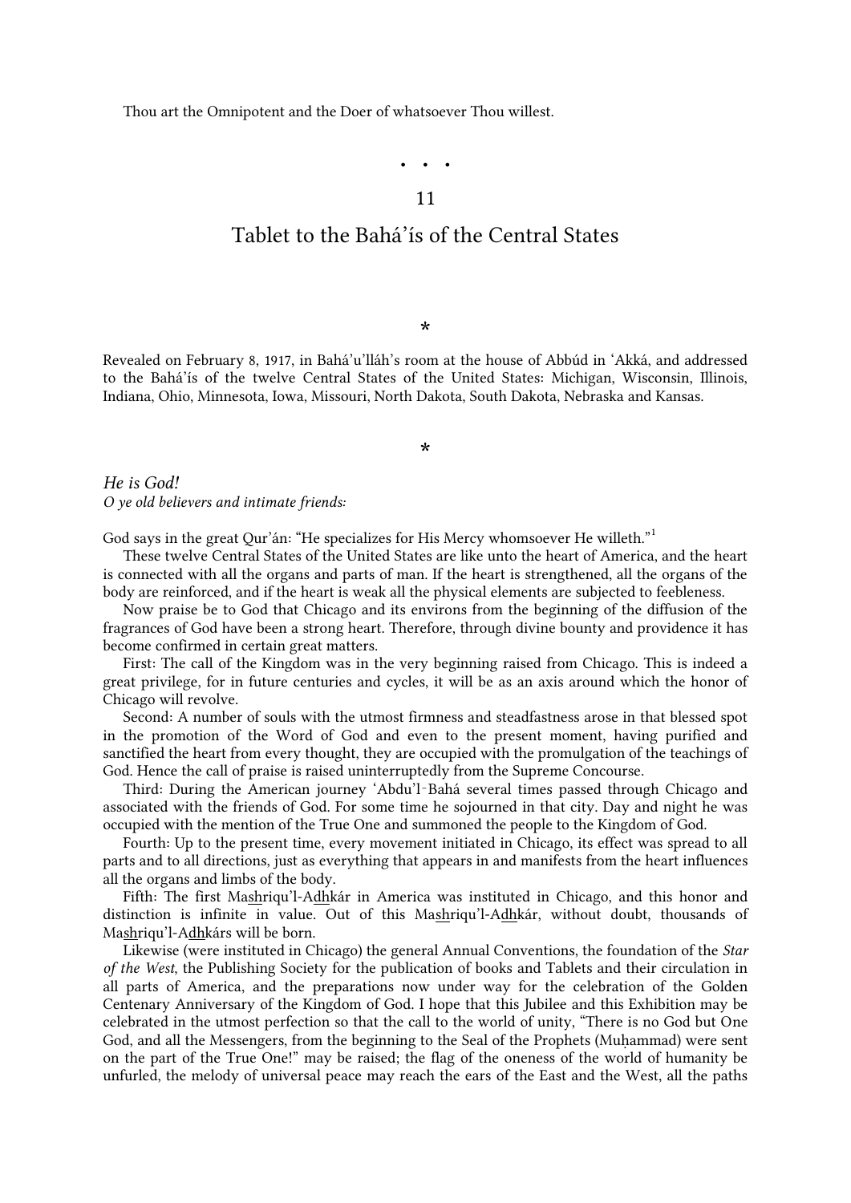Thou art the Omnipotent and the Doer of whatsoever Thou willest.

• • •

## 11

## Tablet to the Bahá'ís of the Central States

*

Revealed on February 8, 1917, in Bahá'u'lláh's room at the house of Abbúd in 'Akká, and addressed to the Bahá'ís of the twelve Central States of the United States: Michigan, Wisconsin, Illinois, Indiana, Ohio, Minnesota, Iowa, Missouri, North Dakota, South Dakota, Nebraska and Kansas.

*

*He is God!*
*O ye old believers and intimate friends:*

God says in the great Qur'án: "He specializes for His Mercy whomsoever He willeth."[1]

These twelve Central States of the United States are like unto the heart of America, and the heart is connected with all the organs and parts of man. If the heart is strengthened, all the organs of the body are reinforced, and if the heart is weak all the physical elements are subjected to feebleness.

Now praise be to God that Chicago and its environs from the beginning of the diffusion of the fragrances of God have been a strong heart. Therefore, through divine bounty and providence it has become confirmed in certain great matters.

First: The call of the Kingdom was in the very beginning raised from Chicago. This is indeed a great privilege, for in future centuries and cycles, it will be as an axis around which the honor of Chicago will revolve.

Second: A number of souls with the utmost firmness and steadfastness arose in that blessed spot in the promotion of the Word of God and even to the present moment, having purified and sanctified the heart from every thought, they are occupied with the promulgation of the teachings of God. Hence the call of praise is raised uninterruptedly from the Supreme Concourse.

Third: During the American journey 'Abdu'l-Bahá several times passed through Chicago and associated with the friends of God. For some time he sojourned in that city. Day and night he was occupied with the mention of the True One and summoned the people to the Kingdom of God.

Fourth: Up to the present time, every movement initiated in Chicago, its effect was spread to all parts and to all directions, just as everything that appears in and manifests from the heart influences all the organs and limbs of the body.

Fifth: The first Mas͟hriqu'l-Ad͟hkár in America was instituted in Chicago, and this honor and distinction is infinite in value. Out of this Mas͟hriqu'l-Ad͟hkár, without doubt, thousands of Mas͟hriqu'l-Ad͟hkárs will be born.

Likewise (were instituted in Chicago) the general Annual Conventions, the foundation of the *Star of the West*, the Publishing Society for the publication of books and Tablets and their circulation in all parts of America, and the preparations now under way for the celebration of the Golden Centenary Anniversary of the Kingdom of God. I hope that this Jubilee and this Exhibition may be celebrated in the utmost perfection so that the call to the world of unity, "There is no God but One God, and all the Messengers, from the beginning to the Seal of the Prophets (Muḥammad) were sent on the part of the True One!" may be raised; the flag of the oneness of the world of humanity be unfurled, the melody of universal peace may reach the ears of the East and the West, all the paths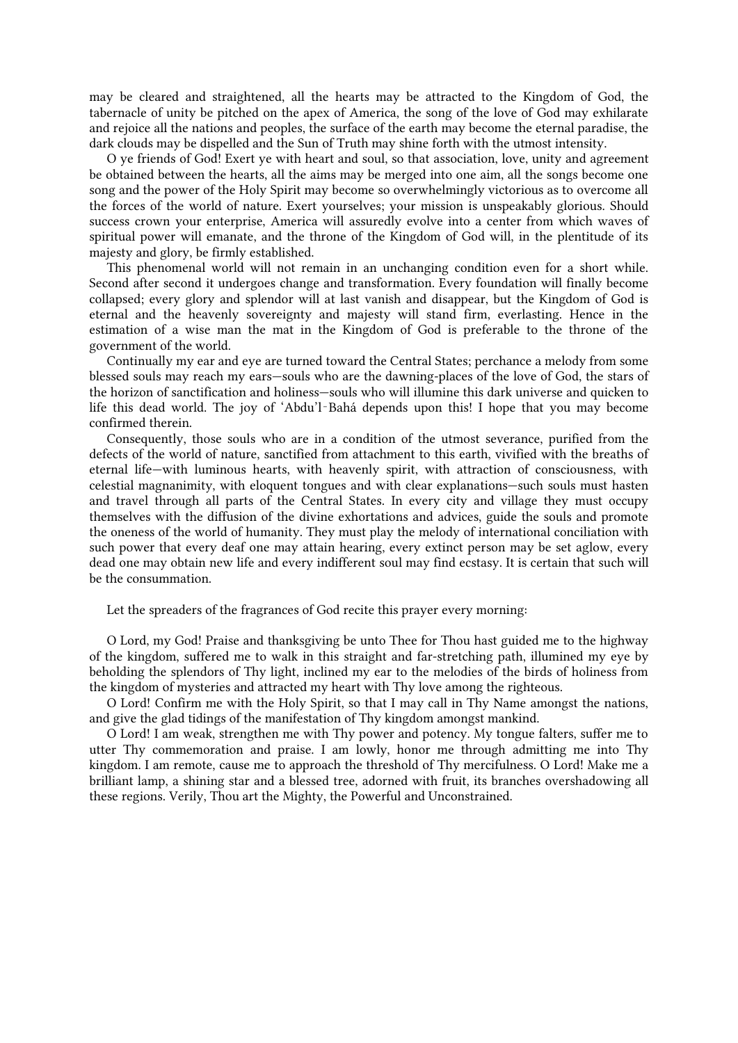may be cleared and straightened, all the hearts may be attracted to the Kingdom of God, the tabernacle of unity be pitched on the apex of America, the song of the love of God may exhilarate and rejoice all the nations and peoples, the surface of the earth may become the eternal paradise, the dark clouds may be dispelled and the Sun of Truth may shine forth with the utmost intensity.

O ye friends of God! Exert ye with heart and soul, so that association, love, unity and agreement be obtained between the hearts, all the aims may be merged into one aim, all the songs become one song and the power of the Holy Spirit may become so overwhelmingly victorious as to overcome all the forces of the world of nature. Exert yourselves; your mission is unspeakably glorious. Should success crown your enterprise, America will assuredly evolve into a center from which waves of spiritual power will emanate, and the throne of the Kingdom of God will, in the plentitude of its majesty and glory, be firmly established.

This phenomenal world will not remain in an unchanging condition even for a short while. Second after second it undergoes change and transformation. Every foundation will finally become collapsed; every glory and splendor will at last vanish and disappear, but the Kingdom of God is eternal and the heavenly sovereignty and majesty will stand firm, everlasting. Hence in the estimation of a wise man the mat in the Kingdom of God is preferable to the throne of the government of the world.

Continually my ear and eye are turned toward the Central States; perchance a melody from some blessed souls may reach my ears—souls who are the dawning-places of the love of God, the stars of the horizon of sanctification and holiness—souls who will illumine this dark universe and quicken to life this dead world. The joy of ‘Abdu’l‑Bahá depends upon this! I hope that you may become confirmed therein.

Consequently, those souls who are in a condition of the utmost severance, purified from the defects of the world of nature, sanctified from attachment to this earth, vivified with the breaths of eternal life—with luminous hearts, with heavenly spirit, with attraction of consciousness, with celestial magnanimity, with eloquent tongues and with clear explanations—such souls must hasten and travel through all parts of the Central States. In every city and village they must occupy themselves with the diffusion of the divine exhortations and advices, guide the souls and promote the oneness of the world of humanity. They must play the melody of international conciliation with such power that every deaf one may attain hearing, every extinct person may be set aglow, every dead one may obtain new life and every indifferent soul may find ecstasy. It is certain that such will be the consummation.

Let the spreaders of the fragrances of God recite this prayer every morning:

O Lord, my God! Praise and thanksgiving be unto Thee for Thou hast guided me to the highway of the kingdom, suffered me to walk in this straight and far-stretching path, illumined my eye by beholding the splendors of Thy light, inclined my ear to the melodies of the birds of holiness from the kingdom of mysteries and attracted my heart with Thy love among the righteous.

O Lord! Confirm me with the Holy Spirit, so that I may call in Thy Name amongst the nations, and give the glad tidings of the manifestation of Thy kingdom amongst mankind.

O Lord! I am weak, strengthen me with Thy power and potency. My tongue falters, suffer me to utter Thy commemoration and praise. I am lowly, honor me through admitting me into Thy kingdom. I am remote, cause me to approach the threshold of Thy mercifulness. O Lord! Make me a brilliant lamp, a shining star and a blessed tree, adorned with fruit, its branches overshadowing all these regions. Verily, Thou art the Mighty, the Powerful and Unconstrained.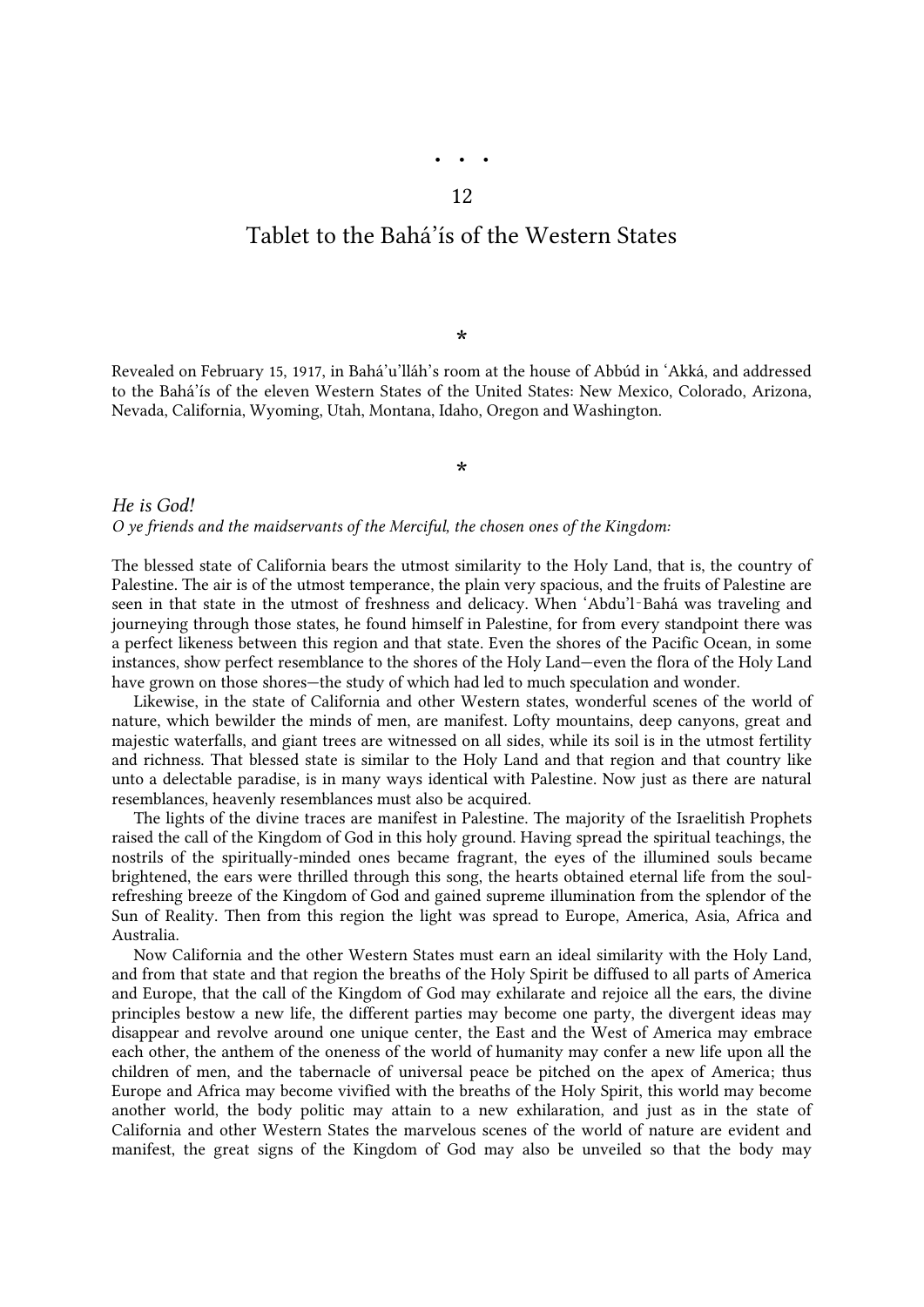• • •

## 12

# Tablet to the Bahá'ís of the Western States

*

Revealed on February 15, 1917, in Bahá'u'lláh's room at the house of Abbúd in 'Akká, and addressed to the Bahá'ís of the eleven Western States of the United States: New Mexico, Colorado, Arizona, Nevada, California, Wyoming, Utah, Montana, Idaho, Oregon and Washington.

*

*He is God!*

*O ye friends and the maidservants of the Merciful, the chosen ones of the Kingdom:*

The blessed state of California bears the utmost similarity to the Holy Land, that is, the country of Palestine. The air is of the utmost temperance, the plain very spacious, and the fruits of Palestine are seen in that state in the utmost of freshness and delicacy. When 'Abdu'l-Bahá was traveling and journeying through those states, he found himself in Palestine, for from every standpoint there was a perfect likeness between this region and that state. Even the shores of the Pacific Ocean, in some instances, show perfect resemblance to the shores of the Holy Land—even the flora of the Holy Land have grown on those shores—the study of which had led to much speculation and wonder.

Likewise, in the state of California and other Western states, wonderful scenes of the world of nature, which bewilder the minds of men, are manifest. Lofty mountains, deep canyons, great and majestic waterfalls, and giant trees are witnessed on all sides, while its soil is in the utmost fertility and richness. That blessed state is similar to the Holy Land and that region and that country like unto a delectable paradise, is in many ways identical with Palestine. Now just as there are natural resemblances, heavenly resemblances must also be acquired.

The lights of the divine traces are manifest in Palestine. The majority of the Israelitish Prophets raised the call of the Kingdom of God in this holy ground. Having spread the spiritual teachings, the nostrils of the spiritually-minded ones became fragrant, the eyes of the illumined souls became brightened, the ears were thrilled through this song, the hearts obtained eternal life from the soul-refreshing breeze of the Kingdom of God and gained supreme illumination from the splendor of the Sun of Reality. Then from this region the light was spread to Europe, America, Asia, Africa and Australia.

Now California and the other Western States must earn an ideal similarity with the Holy Land, and from that state and that region the breaths of the Holy Spirit be diffused to all parts of America and Europe, that the call of the Kingdom of God may exhilarate and rejoice all the ears, the divine principles bestow a new life, the different parties may become one party, the divergent ideas may disappear and revolve around one unique center, the East and the West of America may embrace each other, the anthem of the oneness of the world of humanity may confer a new life upon all the children of men, and the tabernacle of universal peace be pitched on the apex of America; thus Europe and Africa may become vivified with the breaths of the Holy Spirit, this world may become another world, the body politic may attain to a new exhilaration, and just as in the state of California and other Western States the marvelous scenes of the world of nature are evident and manifest, the great signs of the Kingdom of God may also be unveiled so that the body may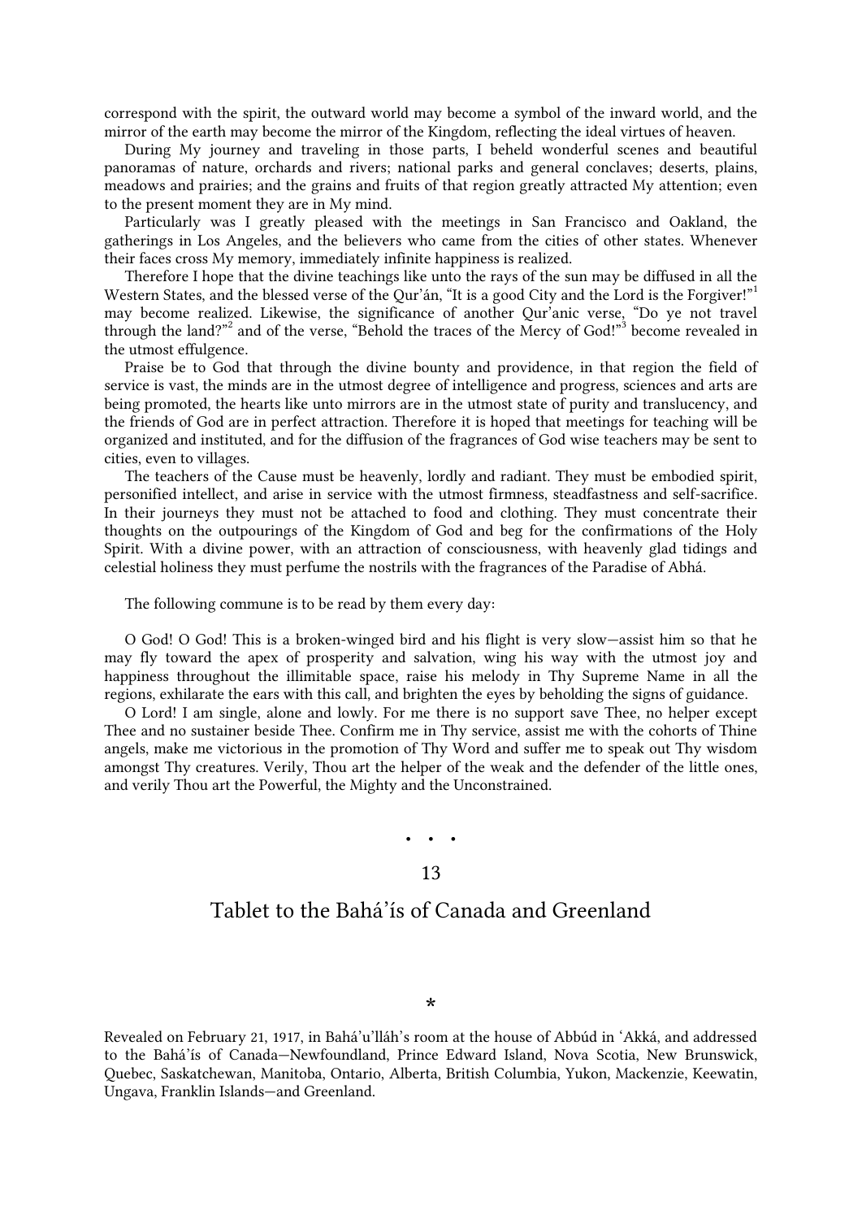correspond with the spirit, the outward world may become a symbol of the inward world, and the mirror of the earth may become the mirror of the Kingdom, reflecting the ideal virtues of heaven.

During My journey and traveling in those parts, I beheld wonderful scenes and beautiful panoramas of nature, orchards and rivers; national parks and general conclaves; deserts, plains, meadows and prairies; and the grains and fruits of that region greatly attracted My attention; even to the present moment they are in My mind.

Particularly was I greatly pleased with the meetings in San Francisco and Oakland, the gatherings in Los Angeles, and the believers who came from the cities of other states. Whenever their faces cross My memory, immediately infinite happiness is realized.

Therefore I hope that the divine teachings like unto the rays of the sun may be diffused in all the Western States, and the blessed verse of the Qur'án, "It is a good City and the Lord is the Forgiver!"[1] may become realized. Likewise, the significance of another Qur'anic verse, "Do ye not travel through the land?"[2] and of the verse, "Behold the traces of the Mercy of God!"[3] become revealed in the utmost effulgence.

Praise be to God that through the divine bounty and providence, in that region the field of service is vast, the minds are in the utmost degree of intelligence and progress, sciences and arts are being promoted, the hearts like unto mirrors are in the utmost state of purity and translucency, and the friends of God are in perfect attraction. Therefore it is hoped that meetings for teaching will be organized and instituted, and for the diffusion of the fragrances of God wise teachers may be sent to cities, even to villages.

The teachers of the Cause must be heavenly, lordly and radiant. They must be embodied spirit, personified intellect, and arise in service with the utmost firmness, steadfastness and self-sacrifice. In their journeys they must not be attached to food and clothing. They must concentrate their thoughts on the outpourings of the Kingdom of God and beg for the confirmations of the Holy Spirit. With a divine power, with an attraction of consciousness, with heavenly glad tidings and celestial holiness they must perfume the nostrils with the fragrances of the Paradise of Abhá.

The following commune is to be read by them every day:

O God! O God! This is a broken-winged bird and his flight is very slow—assist him so that he may fly toward the apex of prosperity and salvation, wing his way with the utmost joy and happiness throughout the illimitable space, raise his melody in Thy Supreme Name in all the regions, exhilarate the ears with this call, and brighten the eyes by beholding the signs of guidance.

O Lord! I am single, alone and lowly. For me there is no support save Thee, no helper except Thee and no sustainer beside Thee. Confirm me in Thy service, assist me with the cohorts of Thine angels, make me victorious in the promotion of Thy Word and suffer me to speak out Thy wisdom amongst Thy creatures. Verily, Thou art the helper of the weak and the defender of the little ones, and verily Thou art the Powerful, the Mighty and the Unconstrained.

• • •

## 13

## Tablet to the Bahá'ís of Canada and Greenland

*

Revealed on February 21, 1917, in Bahá'u'lláh's room at the house of Abbúd in 'Akká, and addressed to the Bahá'ís of Canada—Newfoundland, Prince Edward Island, Nova Scotia, New Brunswick, Quebec, Saskatchewan, Manitoba, Ontario, Alberta, British Columbia, Yukon, Mackenzie, Keewatin, Ungava, Franklin Islands—and Greenland.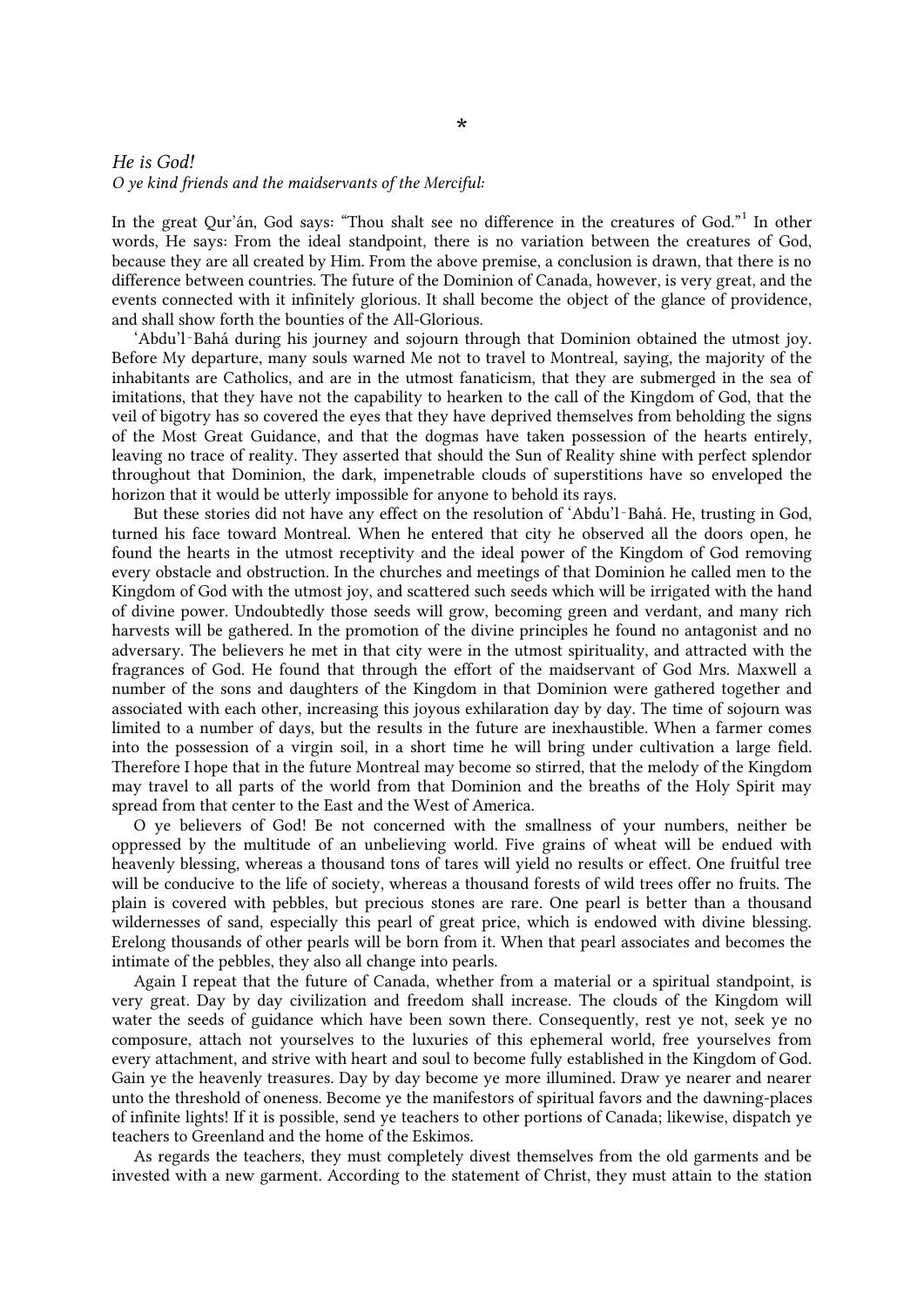*

*He is God!*
*O ye kind friends and the maidservants of the Merciful:*

In the great Qur'án, God says: "Thou shalt see no difference in the creatures of God."[1] In other words, He says: From the ideal standpoint, there is no variation between the creatures of God, because they are all created by Him. From the above premise, a conclusion is drawn, that there is no difference between countries. The future of the Dominion of Canada, however, is very great, and the events connected with it infinitely glorious. It shall become the object of the glance of providence, and shall show forth the bounties of the All-Glorious.

'Abdu'l-Bahá during his journey and sojourn through that Dominion obtained the utmost joy. Before My departure, many souls warned Me not to travel to Montreal, saying, the majority of the inhabitants are Catholics, and are in the utmost fanaticism, that they are submerged in the sea of imitations, that they have not the capability to hearken to the call of the Kingdom of God, that the veil of bigotry has so covered the eyes that they have deprived themselves from beholding the signs of the Most Great Guidance, and that the dogmas have taken possession of the hearts entirely, leaving no trace of reality. They asserted that should the Sun of Reality shine with perfect splendor throughout that Dominion, the dark, impenetrable clouds of superstitions have so enveloped the horizon that it would be utterly impossible for anyone to behold its rays.

But these stories did not have any effect on the resolution of 'Abdu'l-Bahá. He, trusting in God, turned his face toward Montreal. When he entered that city he observed all the doors open, he found the hearts in the utmost receptivity and the ideal power of the Kingdom of God removing every obstacle and obstruction. In the churches and meetings of that Dominion he called men to the Kingdom of God with the utmost joy, and scattered such seeds which will be irrigated with the hand of divine power. Undoubtedly those seeds will grow, becoming green and verdant, and many rich harvests will be gathered. In the promotion of the divine principles he found no antagonist and no adversary. The believers he met in that city were in the utmost spirituality, and attracted with the fragrances of God. He found that through the effort of the maidservant of God Mrs. Maxwell a number of the sons and daughters of the Kingdom in that Dominion were gathered together and associated with each other, increasing this joyous exhilaration day by day. The time of sojourn was limited to a number of days, but the results in the future are inexhaustible. When a farmer comes into the possession of a virgin soil, in a short time he will bring under cultivation a large field. Therefore I hope that in the future Montreal may become so stirred, that the melody of the Kingdom may travel to all parts of the world from that Dominion and the breaths of the Holy Spirit may spread from that center to the East and the West of America.

O ye believers of God! Be not concerned with the smallness of your numbers, neither be oppressed by the multitude of an unbelieving world. Five grains of wheat will be endued with heavenly blessing, whereas a thousand tons of tares will yield no results or effect. One fruitful tree will be conducive to the life of society, whereas a thousand forests of wild trees offer no fruits. The plain is covered with pebbles, but precious stones are rare. One pearl is better than a thousand wildernesses of sand, especially this pearl of great price, which is endowed with divine blessing. Erelong thousands of other pearls will be born from it. When that pearl associates and becomes the intimate of the pebbles, they also all change into pearls.

Again I repeat that the future of Canada, whether from a material or a spiritual standpoint, is very great. Day by day civilization and freedom shall increase. The clouds of the Kingdom will water the seeds of guidance which have been sown there. Consequently, rest ye not, seek ye no composure, attach not yourselves to the luxuries of this ephemeral world, free yourselves from every attachment, and strive with heart and soul to become fully established in the Kingdom of God. Gain ye the heavenly treasures. Day by day become ye more illumined. Draw ye nearer and nearer unto the threshold of oneness. Become ye the manifestors of spiritual favors and the dawning-places of infinite lights! If it is possible, send ye teachers to other portions of Canada; likewise, dispatch ye teachers to Greenland and the home of the Eskimos.

As regards the teachers, they must completely divest themselves from the old garments and be invested with a new garment. According to the statement of Christ, they must attain to the station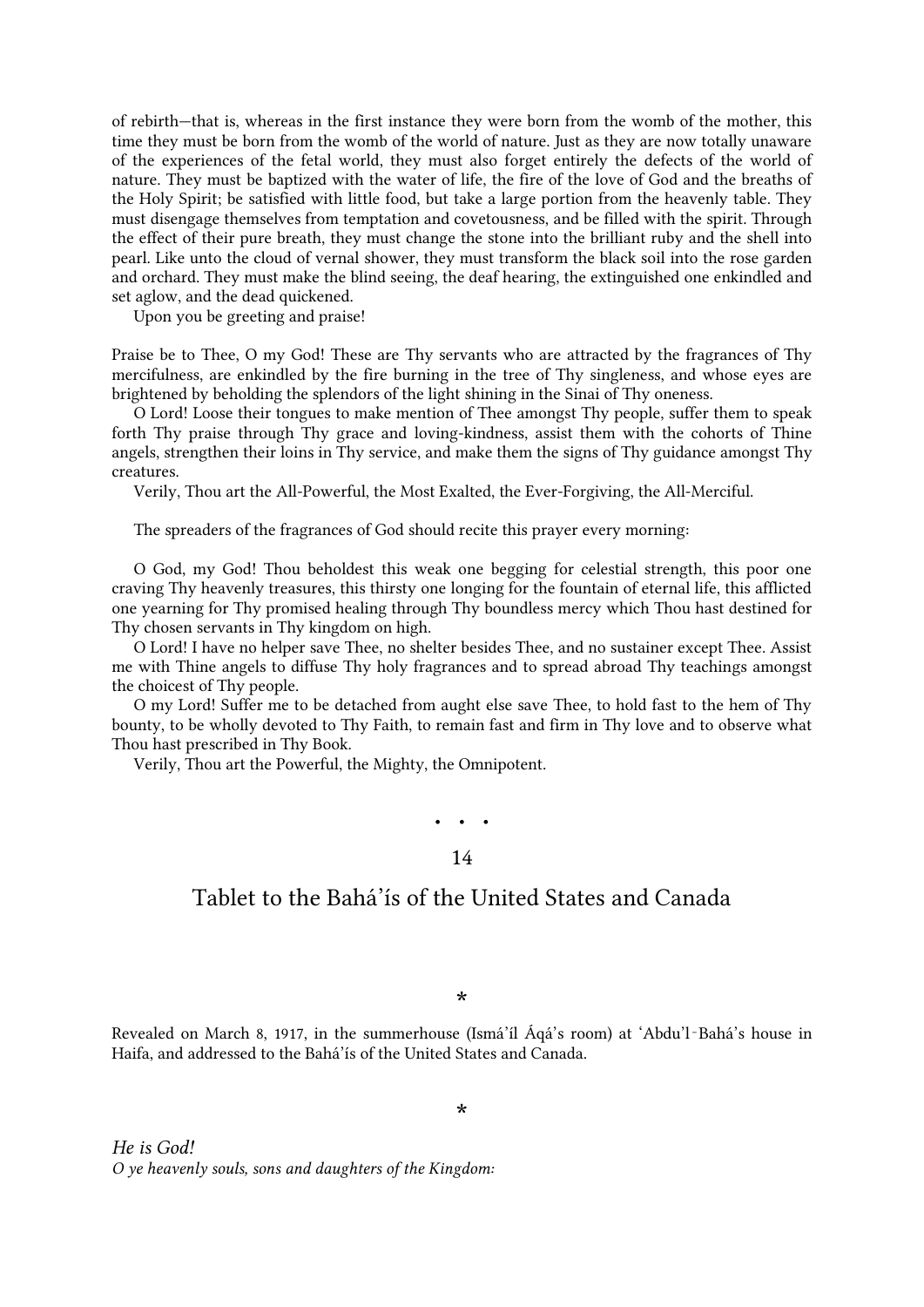of rebirth—that is, whereas in the first instance they were born from the womb of the mother, this time they must be born from the womb of the world of nature. Just as they are now totally unaware of the experiences of the fetal world, they must also forget entirely the defects of the world of nature. They must be baptized with the water of life, the fire of the love of God and the breaths of the Holy Spirit; be satisfied with little food, but take a large portion from the heavenly table. They must disengage themselves from temptation and covetousness, and be filled with the spirit. Through the effect of their pure breath, they must change the stone into the brilliant ruby and the shell into pearl. Like unto the cloud of vernal shower, they must transform the black soil into the rose garden and orchard. They must make the blind seeing, the deaf hearing, the extinguished one enkindled and set aglow, and the dead quickened.

Upon you be greeting and praise!

Praise be to Thee, O my God! These are Thy servants who are attracted by the fragrances of Thy mercifulness, are enkindled by the fire burning in the tree of Thy singleness, and whose eyes are brightened by beholding the splendors of the light shining in the Sinai of Thy oneness.

O Lord! Loose their tongues to make mention of Thee amongst Thy people, suffer them to speak forth Thy praise through Thy grace and loving-kindness, assist them with the cohorts of Thine angels, strengthen their loins in Thy service, and make them the signs of Thy guidance amongst Thy creatures.

Verily, Thou art the All-Powerful, the Most Exalted, the Ever-Forgiving, the All-Merciful.

The spreaders of the fragrances of God should recite this prayer every morning:

O God, my God! Thou beholdest this weak one begging for celestial strength, this poor one craving Thy heavenly treasures, this thirsty one longing for the fountain of eternal life, this afflicted one yearning for Thy promised healing through Thy boundless mercy which Thou hast destined for Thy chosen servants in Thy kingdom on high.

O Lord! I have no helper save Thee, no shelter besides Thee, and no sustainer except Thee. Assist me with Thine angels to diffuse Thy holy fragrances and to spread abroad Thy teachings amongst the choicest of Thy people.

O my Lord! Suffer me to be detached from aught else save Thee, to hold fast to the hem of Thy bounty, to be wholly devoted to Thy Faith, to remain fast and firm in Thy love and to observe what Thou hast prescribed in Thy Book.

Verily, Thou art the Powerful, the Mighty, the Omnipotent.

• • •

## 14

## Tablet to the Bahá'ís of the United States and Canada

*

Revealed on March 8, 1917, in the summerhouse (Ismá'íl Áqá's room) at 'Abdu'l-Bahá's house in Haifa, and addressed to the Bahá'ís of the United States and Canada.

*

*He is God!*
*O ye heavenly souls, sons and daughters of the Kingdom:*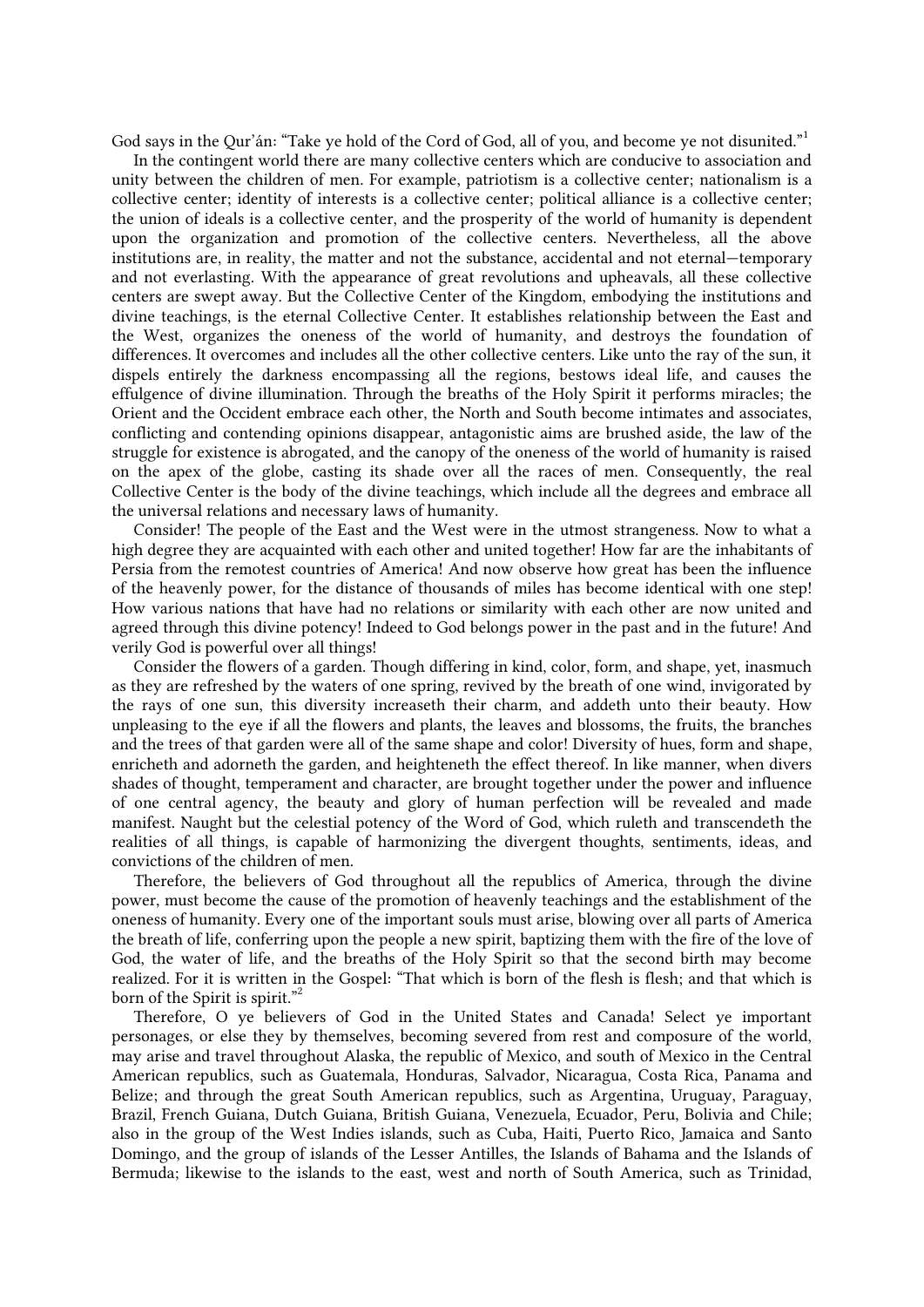God says in the Qur'án: "Take ye hold of the Cord of God, all of you, and become ye not disunited."[1]

In the contingent world there are many collective centers which are conducive to association and unity between the children of men. For example, patriotism is a collective center; nationalism is a collective center; identity of interests is a collective center; political alliance is a collective center; the union of ideals is a collective center, and the prosperity of the world of humanity is dependent upon the organization and promotion of the collective centers. Nevertheless, all the above institutions are, in reality, the matter and not the substance, accidental and not eternal—temporary and not everlasting. With the appearance of great revolutions and upheavals, all these collective centers are swept away. But the Collective Center of the Kingdom, embodying the institutions and divine teachings, is the eternal Collective Center. It establishes relationship between the East and the West, organizes the oneness of the world of humanity, and destroys the foundation of differences. It overcomes and includes all the other collective centers. Like unto the ray of the sun, it dispels entirely the darkness encompassing all the regions, bestows ideal life, and causes the effulgence of divine illumination. Through the breaths of the Holy Spirit it performs miracles; the Orient and the Occident embrace each other, the North and South become intimates and associates, conflicting and contending opinions disappear, antagonistic aims are brushed aside, the law of the struggle for existence is abrogated, and the canopy of the oneness of the world of humanity is raised on the apex of the globe, casting its shade over all the races of men. Consequently, the real Collective Center is the body of the divine teachings, which include all the degrees and embrace all the universal relations and necessary laws of humanity.

Consider! The people of the East and the West were in the utmost strangeness. Now to what a high degree they are acquainted with each other and united together! How far are the inhabitants of Persia from the remotest countries of America! And now observe how great has been the influence of the heavenly power, for the distance of thousands of miles has become identical with one step! How various nations that have had no relations or similarity with each other are now united and agreed through this divine potency! Indeed to God belongs power in the past and in the future! And verily God is powerful over all things!

Consider the flowers of a garden. Though differing in kind, color, form, and shape, yet, inasmuch as they are refreshed by the waters of one spring, revived by the breath of one wind, invigorated by the rays of one sun, this diversity increaseth their charm, and addeth unto their beauty. How unpleasing to the eye if all the flowers and plants, the leaves and blossoms, the fruits, the branches and the trees of that garden were all of the same shape and color! Diversity of hues, form and shape, enricheth and adorneth the garden, and heighteneth the effect thereof. In like manner, when divers shades of thought, temperament and character, are brought together under the power and influence of one central agency, the beauty and glory of human perfection will be revealed and made manifest. Naught but the celestial potency of the Word of God, which ruleth and transcendeth the realities of all things, is capable of harmonizing the divergent thoughts, sentiments, ideas, and convictions of the children of men.

Therefore, the believers of God throughout all the republics of America, through the divine power, must become the cause of the promotion of heavenly teachings and the establishment of the oneness of humanity. Every one of the important souls must arise, blowing over all parts of America the breath of life, conferring upon the people a new spirit, baptizing them with the fire of the love of God, the water of life, and the breaths of the Holy Spirit so that the second birth may become realized. For it is written in the Gospel: "That which is born of the flesh is flesh; and that which is born of the Spirit is spirit."[2]

Therefore, O ye believers of God in the United States and Canada! Select ye important personages, or else they by themselves, becoming severed from rest and composure of the world, may arise and travel throughout Alaska, the republic of Mexico, and south of Mexico in the Central American republics, such as Guatemala, Honduras, Salvador, Nicaragua, Costa Rica, Panama and Belize; and through the great South American republics, such as Argentina, Uruguay, Paraguay, Brazil, French Guiana, Dutch Guiana, British Guiana, Venezuela, Ecuador, Peru, Bolivia and Chile; also in the group of the West Indies islands, such as Cuba, Haiti, Puerto Rico, Jamaica and Santo Domingo, and the group of islands of the Lesser Antilles, the Islands of Bahama and the Islands of Bermuda; likewise to the islands to the east, west and north of South America, such as Trinidad,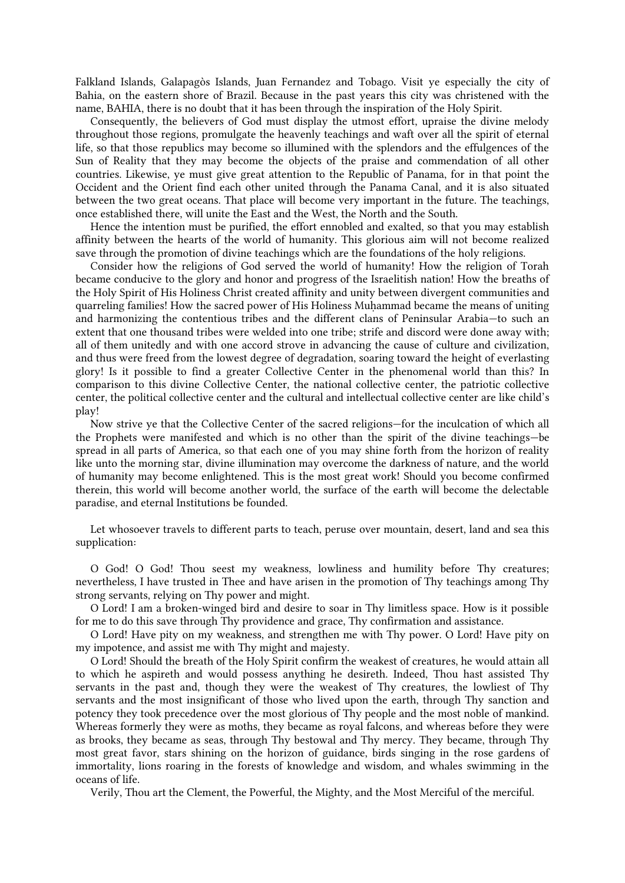Falkland Islands, Galapagòs Islands, Juan Fernandez and Tobago. Visit ye especially the city of Bahia, on the eastern shore of Brazil. Because in the past years this city was christened with the name, BAHIA, there is no doubt that it has been through the inspiration of the Holy Spirit.

Consequently, the believers of God must display the utmost effort, upraise the divine melody throughout those regions, promulgate the heavenly teachings and waft over all the spirit of eternal life, so that those republics may become so illumined with the splendors and the effulgences of the Sun of Reality that they may become the objects of the praise and commendation of all other countries. Likewise, ye must give great attention to the Republic of Panama, for in that point the Occident and the Orient find each other united through the Panama Canal, and it is also situated between the two great oceans. That place will become very important in the future. The teachings, once established there, will unite the East and the West, the North and the South.

Hence the intention must be purified, the effort ennobled and exalted, so that you may establish affinity between the hearts of the world of humanity. This glorious aim will not become realized save through the promotion of divine teachings which are the foundations of the holy religions.

Consider how the religions of God served the world of humanity! How the religion of Torah became conducive to the glory and honor and progress of the Israelitish nation! How the breaths of the Holy Spirit of His Holiness Christ created affinity and unity between divergent communities and quarreling families! How the sacred power of His Holiness Muḥammad became the means of uniting and harmonizing the contentious tribes and the different clans of Peninsular Arabia—to such an extent that one thousand tribes were welded into one tribe; strife and discord were done away with; all of them unitedly and with one accord strove in advancing the cause of culture and civilization, and thus were freed from the lowest degree of degradation, soaring toward the height of everlasting glory! Is it possible to find a greater Collective Center in the phenomenal world than this? In comparison to this divine Collective Center, the national collective center, the patriotic collective center, the political collective center and the cultural and intellectual collective center are like child's play!

Now strive ye that the Collective Center of the sacred religions—for the inculcation of which all the Prophets were manifested and which is no other than the spirit of the divine teachings—be spread in all parts of America, so that each one of you may shine forth from the horizon of reality like unto the morning star, divine illumination may overcome the darkness of nature, and the world of humanity may become enlightened. This is the most great work! Should you become confirmed therein, this world will become another world, the surface of the earth will become the delectable paradise, and eternal Institutions be founded.

Let whosoever travels to different parts to teach, peruse over mountain, desert, land and sea this supplication:

O God! O God! Thou seest my weakness, lowliness and humility before Thy creatures; nevertheless, I have trusted in Thee and have arisen in the promotion of Thy teachings among Thy strong servants, relying on Thy power and might.

O Lord! I am a broken-winged bird and desire to soar in Thy limitless space. How is it possible for me to do this save through Thy providence and grace, Thy confirmation and assistance.

O Lord! Have pity on my weakness, and strengthen me with Thy power. O Lord! Have pity on my impotence, and assist me with Thy might and majesty.

O Lord! Should the breath of the Holy Spirit confirm the weakest of creatures, he would attain all to which he aspireth and would possess anything he desireth. Indeed, Thou hast assisted Thy servants in the past and, though they were the weakest of Thy creatures, the lowliest of Thy servants and the most insignificant of those who lived upon the earth, through Thy sanction and potency they took precedence over the most glorious of Thy people and the most noble of mankind. Whereas formerly they were as moths, they became as royal falcons, and whereas before they were as brooks, they became as seas, through Thy bestowal and Thy mercy. They became, through Thy most great favor, stars shining on the horizon of guidance, birds singing in the rose gardens of immortality, lions roaring in the forests of knowledge and wisdom, and whales swimming in the oceans of life.

Verily, Thou art the Clement, the Powerful, the Mighty, and the Most Merciful of the merciful.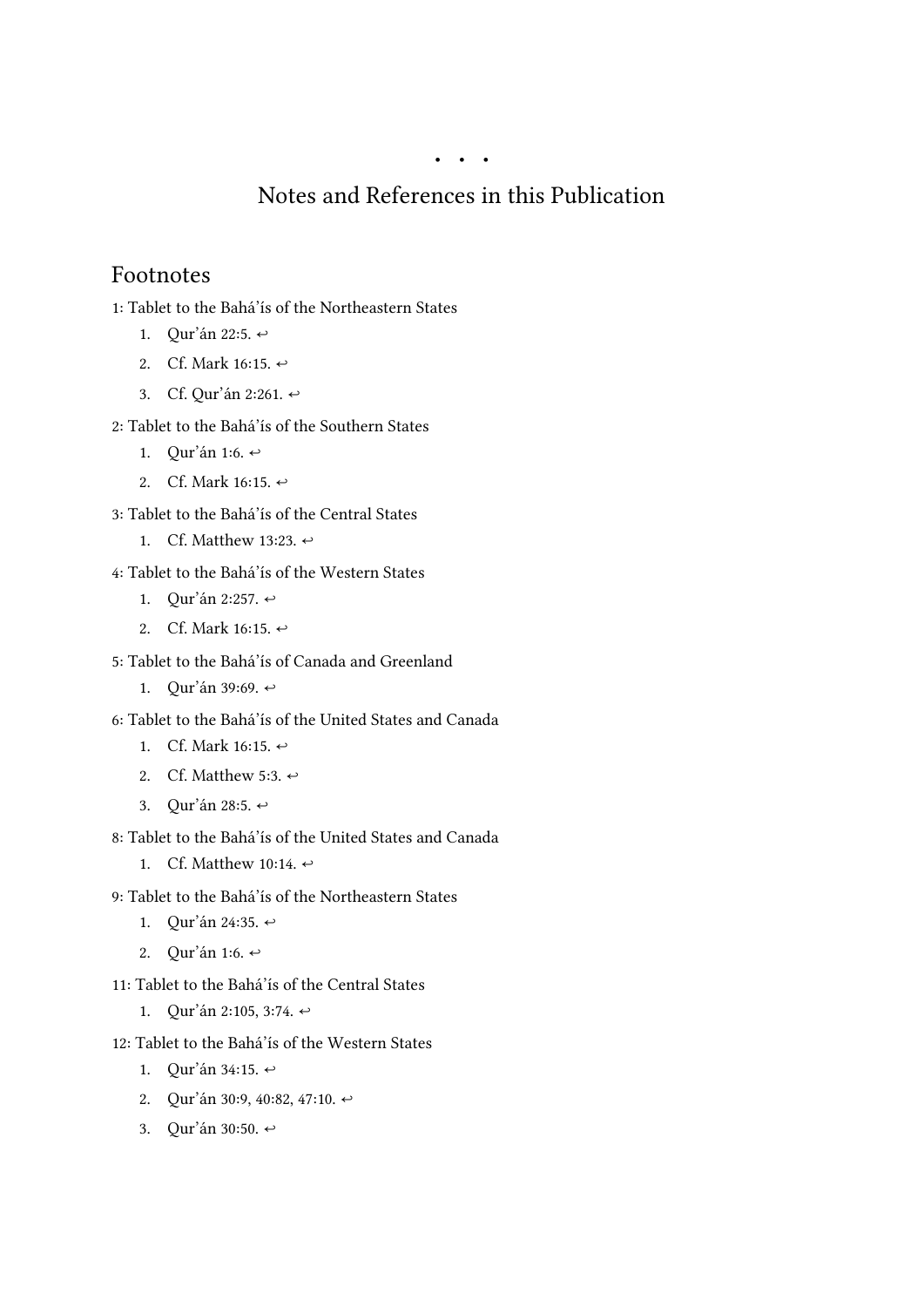• • •

# Notes and References in this Publication

## Footnotes

1: Tablet to the Bahá'ís of the Northeastern States

1. Qur'án 22:5. ↩
2. Cf. Mark 16:15. ↩
3. Cf. Qur'án 2:261. ↩

2: Tablet to the Bahá'ís of the Southern States

1. Qur'án 1:6. ↩
2. Cf. Mark 16:15. ↩

3: Tablet to the Bahá'ís of the Central States

1. Cf. Matthew 13:23. ↩

4: Tablet to the Bahá'ís of the Western States

1. Qur'án 2:257. ↩
2. Cf. Mark 16:15. ↩

5: Tablet to the Bahá'ís of Canada and Greenland

1. Qur'án 39:69. ↩

6: Tablet to the Bahá'ís of the United States and Canada

1. Cf. Mark 16:15. ↩
2. Cf. Matthew 5:3. ↩
3. Qur'án 28:5. ↩

8: Tablet to the Bahá'ís of the United States and Canada

1. Cf. Matthew 10:14. ↩

9: Tablet to the Bahá'ís of the Northeastern States

1. Qur'án 24:35. ↩
2. Qur'án 1:6. ↩

11: Tablet to the Bahá'ís of the Central States

1. Qur'án 2:105, 3:74. ↩

12: Tablet to the Bahá'ís of the Western States

1. Qur'án 34:15. ↩
2. Qur'án 30:9, 40:82, 47:10. ↩
3. Qur'án 30:50. ↩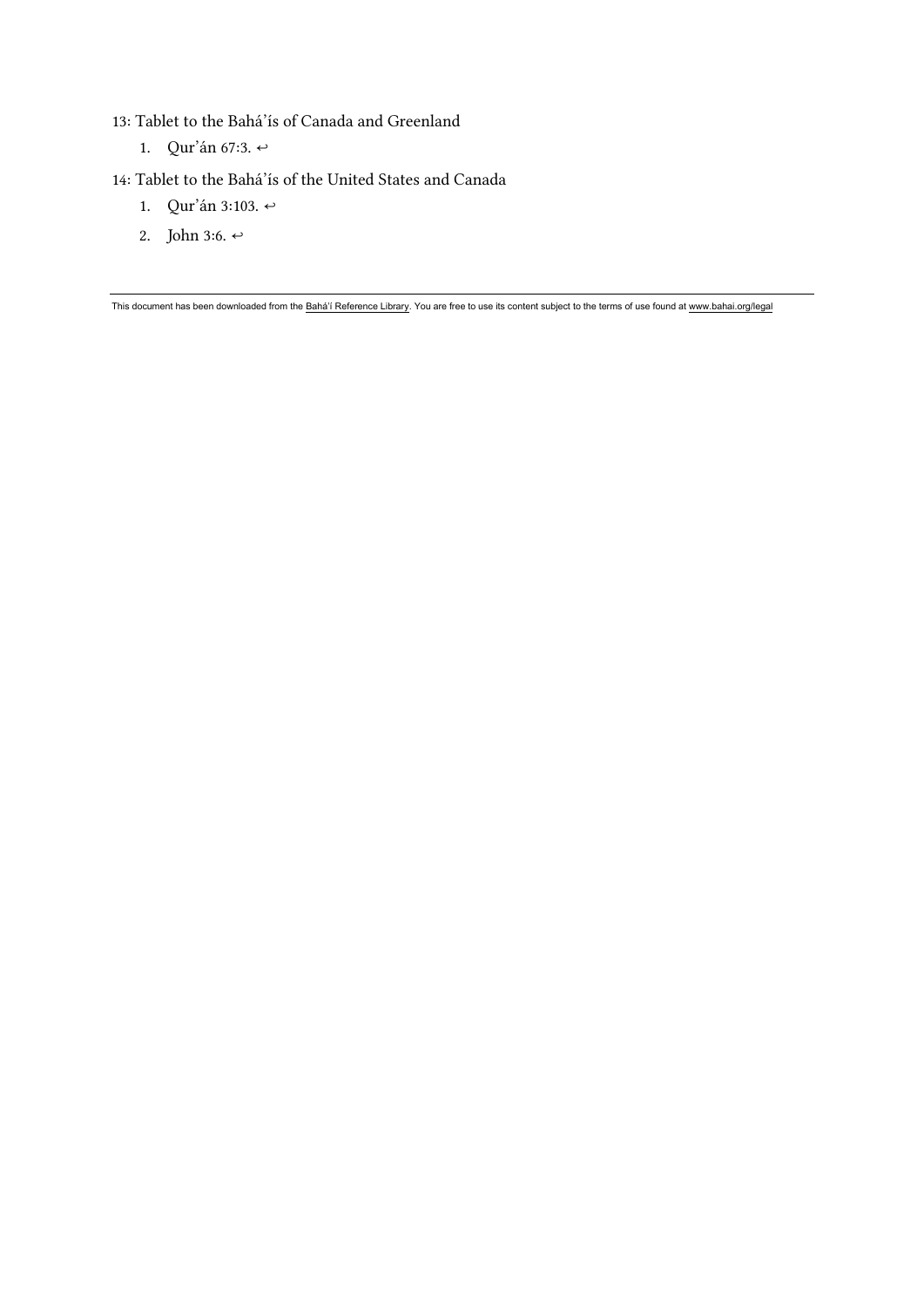13: Tablet to the Bahá’ís of Canada and Greenland

1. Qur’án 67:3. ↩

14: Tablet to the Bahá’ís of the United States and Canada

1. Qur’án 3:103. ↩
2. John 3:6. ↩

This document has been downloaded from the Bahá’í Reference Library. You are free to use its content subject to the terms of use found at www.bahai.org/legal